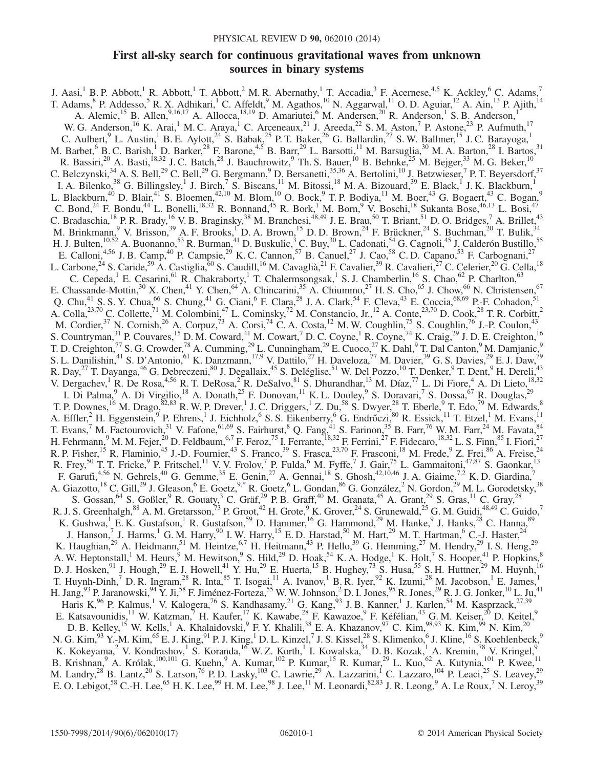# First all-sky search for continuous gravitational waves from unknown sources in binary systems

J. Aasi,[1] B. P. Abbott,[1] R. Abbott,[1] T. Abbott,[2] M. R. Abernathy,[1] T. Accadia,[3] F. Acernese,[4,5] K. Ackley,[6] C. Adams,[7] T. Adams,[8] P. Addesso,[5] R. X. Adhikari,[1] C. Affeldt,[9] M. Agathos,[10] N. Aggarwal,[11] O. D. Aguiar,[12] A. Ain,[13] P. Ajith,[14] A. Alemic,[15] B. Allen,[9,16,17] A. Allocca,[18,19] D. Amariutei,[6] M. Andersen,[20] R. Anderson,[1] S. B. Anderson,[1] W. G. Anderson,[16] K. Arai,[1] M. C. Araya,[1] C. Arceneaux,[21] J. Areeda,[22] S. M. Aston,[7] P. Astone,[23] P. Aufmuth,[17] C. Aulbert,[9] L. Austin,[1] B. E. Aylott,[24] S. Babak,[25] P. T. Baker,[26] G. Ballardin,[27] S. W. Ballmer,[15] J. C. Barayoga,[1] M. Barbet,[6] B. C. Barish,[1] D. Barker,[28] F. Barone,[4,5] B. Barr,[29] L. Barsotti,[11] M. Barsuglia,[30] M. A. Barton,[28] I. Bartos,[31] R. Bassiri,[20] A. Basti,[18,32] J. C. Batch,[28] J. Bauchrowitz,[9] Th. S. Bauer,[10] B. Behnke,[25] M. Bejger,[33] M. G. Beker,[10] C. Belczynski,[34] A. S. Bell,[29] C. Bell,[29] G. Bergmann,[9] D. Bersanetti,[35,36] A. Bertolini,[10] J. Betzwieser,[7] P. T. Beyersdorf,[37] I. A. Bilenko,[38] G. Billingsley,[1] J. Birch,[7] S. Biscans,[11] M. Bitossi,[18] M. A. Bizouard,[39] E. Black,[1] J. K. Blackburn,[1] L. Blackburn,[40] D. Blair,[41] S. Bloemen,[42,10] M. Blom,[10] O. Bock,[9] T. P. Bodiya,[11] M. Boer,[43] G. Bogaert,[43] C. Bogan,[9] C. Bond,[24] F. Bondu,[44] L. Bonelli,[18,32] R. Bonnand,[45] R. Bork,[1] M. Born,[9] V. Boschi,[18] Sukanta Bose,[46,13] L. Bosi,[47] C. Bradaschia,[18] P. R. Brady,[16] V. B. Braginsky,[38] M. Branchesi,[48,49] J. E. Brau,[50] T. Briant,[51] D. O. Bridges,[7] A. Brillet,[43] M. Brinkmann,[9] V. Brisson,[39] A. F. Brooks,[1] D. A. Brown,[15] D. D. Brown,[24] F. Brückner,[24] S. Buchman,[20] T. Bulik,[34] H. J. Bulten,[10,52] A. Buonanno,[53] R. Burman,[41] D. Buskulic,[3] C. Buy,[30] L. Cadonati,[54] G. Cagnoli,[45] J. Calderón Bustillo,[55] E. Calloni,[4,56] J. B. Camp,[40] P. Campsie,[29] K. C. Cannon,[57] B. Canuel,[27] J. Cao,[58] C. D. Capano,[53] F. Carbognani,[27] L. Carbone,[24] S. Caride,[59] A. Castiglia,[60] S. Caudill,[16] M. Cavaglià,[21] F. Cavalier,[39] R. Cavalieri,[27] C. Celerier,[20] G. Cella,[18] C. Cepeda,[1] E. Cesarini,[61] R. Chakraborty,[1] T. Chalermsongsak,[1] S. J. Chamberlin,[16] S. Chao,[62] P. Charlton,[63] E. Chassande-Mottin,[30] X. Chen,[41] Y. Chen,[64] A. Chincarini,[35] A. Chiummo,[27] H. S. Cho,[65] J. Chow,[66] N. Christensen,[67] Q. Chu,[41] S. S. Y. Chua,[66] S. Chung,[41] G. Ciani,[6] F. Clara,[28] J. A. Clark,[54] F. Cleva,[43] E. Coccia,[68,69] P.-F. Cohadon,[51] A. Colla,[23,70] C. Collette,[71] M. Colombini,[47] L. Cominsky,[72] M. Constancio, Jr.,[12] A. Conte,[23,70] D. Cook,[28] T. R. Corbitt,[2] M. Cordier,[37] N. Cornish,[26] A. Corpuz,[73] A. Corsi,[74] C. A. Costa,[12] M. W. Coughlin,[75] S. Coughlin,[76] J.-P. Coulon,[43] S. Countryman,[31] P. Couvares,[15] D. M. Coward,[41] M. Cowart,[7] D. C. Coyne,[1] R. Coyne,[74] K. Craig,[29] J. D. E. Creighton,[16] T. D. Creighton,[77] S. G. Crowder,[78] A. Cumming,[29] L. Cunningham,[29] E. Cuoco,[27] K. Dahl,[9] T. Dal Canton,[9] M. Damjanic,[9] S. L. Danilishin,[41] S. D'Antonio,[61] K. Danzmann,[17,9] V. Dattilo,[27] H. Daveloza,[77] M. Davier,[39] G. S. Davies,[29] E. J. Daw,[79] R. Day,[27] T. Dayanga,[46] G. Debreczeni,[80] J. Degallaix,[45] S. Deléglise,[51] W. Del Pozzo,[10] T. Denker,[9] T. Dent,[9] H. Dereli,[43] V. Dergachev,[1] R. De Rosa,[4,56] R. T. DeRosa,[2] R. DeSalvo,[81] S. Dhurandhar,[13] M. Díaz,[77] L. Di Fiore,[4] A. Di Lieto,[18,32] I. Di Palma,[9] A. Di Virgilio,[18] A. Donath,[25] F. Donovan,[11] K. L. Dooley,[9] S. Doravari,[7] S. Dossa,[67] R. Douglas,[29] T. P. Downes,[16] M. Drago,[82,83] R. W. P. Drever,[1] J. C. Driggers,[1] Z. Du,[58] S. Dwyer,[28] T. Eberle,[9] T. Edo,[79] M. Edwards,[8] A. Effler,[2] H. Eggenstein,[9] P. Ehrens,[1] J. Eichholz,[6] S. S. Eikenberry,[6] G. Endrőczi,[80] R. Essick,[11] T. Etzel,[1] M. Evans,[11] T. Evans,[7] M. Factourovich,[31] V. Fafone,[61,69] S. Fairhurst,[8] Q. Fang,[41] S. Farinon,[35] B. Farr,[76] W. M. Farr,[24] M. Favata,[84] H. Fehrmann,[9] M. M. Fejer,[20] D. Feldbaum,[6,7] F. Feroz,[75] I. Ferrante,[18,32] F. Ferrini,[27] F. Fidecaro,[18,32] L. S. Finn,[85] I. Fiori,[27] R. P. Fisher,[15] R. Flaminio,[45] J.-D. Fournier,[43] S. Franco,[39] S. Frasca,[23,70] F. Frasconi,[18] M. Frede,[9] Z. Frei,[86] A. Freise,[24] R. Frey,[50] T. T. Fricke,[9] P. Fritschel,[11] V. V. Frolov,[7] P. Fulda,[6] M. Fyffe,[7] J. Gair,[75] L. Gammaitoni,[47,87] S. Gaonkar,[13] F. Garufi,[4,56] N. Gehrels,[40] G. Gemme,[35] E. Genin,[27] A. Gennai,[18] S. Ghosh,[42,10,46] J. A. Giaime,[7,2] K. D. Giardina,[7] A. Giazotto,[18] C. Gill,[29] J. Gleason,[6] E. Goetz,[9,*] R. Goetz,[6] L. Gondan,[86] G. González,[2] N. Gordon,[29] M. L. Gorodetsky,[38] S. Gossan,[64] S. Goßler,[9] R. Gouaty,[3] C. Gräf,[29] P. B. Graff,[40] M. Granata,[45] A. Grant,[29] S. Gras,[11] C. Gray,[28] R. J. S. Greenhalgh,[88] A. M. Gretarsson,[73] P. Groot,[42] H. Grote,[9] K. Grover,[24] S. Grunewald,[25] G. M. Guidi,[48,49] C. Guido,[7] K. Gushwa,[1] E. K. Gustafson,[1] R. Gustafson,[59] D. Hammer,[16] G. Hammond,[29] M. Hanke,[9] J. Hanks,[28] C. Hanna,[89] J. Hanson,[7] J. Harms,[1] G. M. Harry,[90] I. W. Harry,[15] E. D. Harstad,[50] M. Hart,[29] M. T. Hartman,[6] C.-J. Haster,[24] K. Haughian,[29] A. Heidmann,[51] M. Heintze,[6,7] H. Heitmann,[43] P. Hello,[39] G. Hemming,[27] M. Hendry,[29] I. S. Heng,[29] A. W. Heptonstall,[1] M. Heurs,[9] M. Hewitson,[9] S. Hild,[29] D. Hoak,[54] K. A. Hodge,[1] K. Holt,[7] S. Hooper,[41] P. Hopkins,[8] D. J. Hosken,[91] J. Hough,[29] E. J. Howell,[41] Y. Hu,[29] E. Huerta,[15] B. Hughey,[73] S. Husa,[55] S. H. Huttner,[29] M. Huynh,[16] T. Huynh-Dinh,[7] D. R. Ingram,[28] R. Inta,[85] T. Isogai,[11] A. Ivanov,[1] B. R. Iyer,[92] K. Izumi,[28] M. Jacobson,[1] E. James,[1] H. Jang,[93] P. Jaranowski,[94] Y. Ji,[58] F. Jiménez-Forteza,[55] W. W. Johnson,[2] D. I. Jones,[95] R. Jones,[29] R. J. G. Jonker,[10] L. Ju,[41] Haris K,[96] P. Kalmus,[1] V. Kalogera,[76] S. Kandhasamy,[21] G. Kang,[93] J. B. Kanner,[1] J. Karlen,[54] M. Kasprzack,[27,39] E. Katsavounidis,[11] W. Katzman,[7] H. Kaufer,[17] K. Kawabe,[28] F. Kawazoe,[9] F. Kéfélian,[43] G. M. Keiser,[20] D. Keitel,[9] D. B. Kelley,[15] W. Kells,[1] A. Khalaidovski,[9] F. Y. Khalili,[38] E. A. Khazanov,[97] C. Kim,[98,93] K. Kim,[99] N. Kim,[20] N. G. Kim,[93] Y.-M. Kim,[65] E. J. King,[91] P. J. King,[1] D. L. Kinzel,[7] J. S. Kissel,[28] S. Klimenko,[6] J. Kline,[16] S. Koehlenbeck,[9] K. Kokeyama,[2] V. Kondrashov,[1] S. Koranda,[16] W. Z. Korth,[1] I. Kowalska,[34] D. B. Kozak,[1] A. Kremin,[78] V. Kringel,[9] B. Krishnan,[9] A. Królak,[100,101] G. Kuehn,[9] A. Kumar,[102] P. Kumar,[15] R. Kumar,[29] L. Kuo,[62] A. Kutynia,[101] P. Kwee,[11] M. Landry,[28] B. Lantz,[20] S. Larson,[76] P. D. Lasky,[103] C. Lawrie,[29] A. Lazzarini,[1] C. Lazzaro,[104] P. Leaci,[25] S. Leavey,[29] E. O. Lebigot,[58] C.-H. Lee,[65] H. K. Lee,[99] H. M. Lee,[98] J. Lee,[11] M. Leonardi,[82,83] J. R. Leong,[9] A. Le Roux,[7] N. Leroy,[39]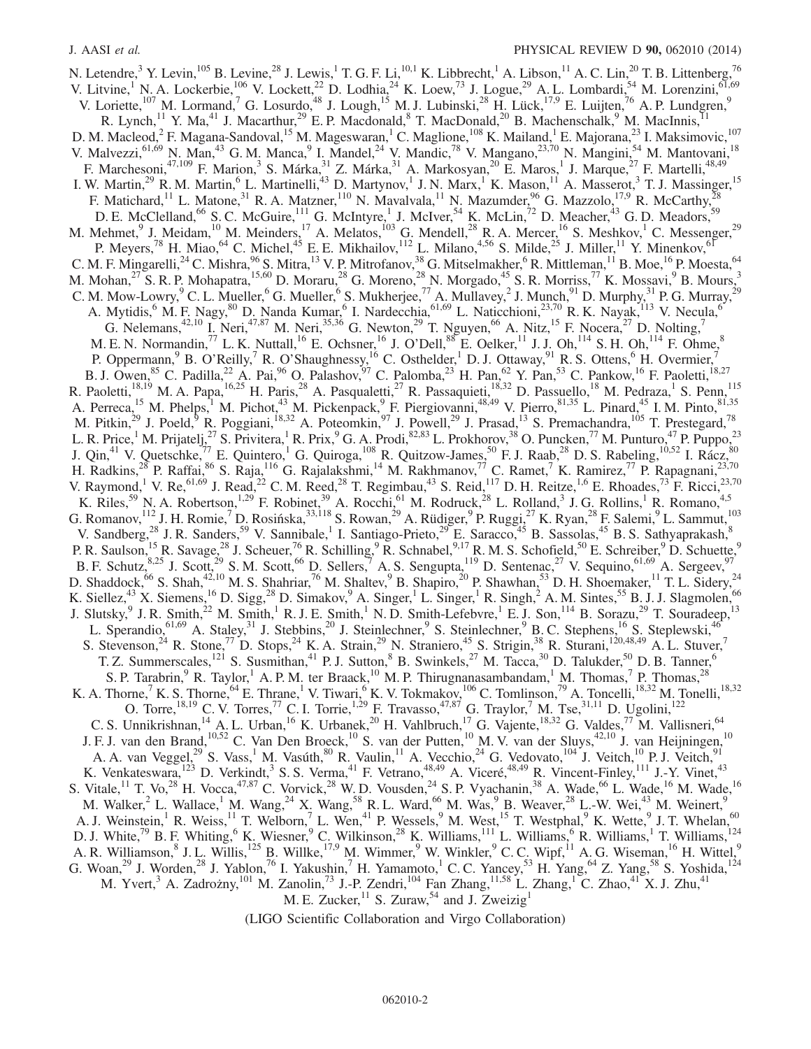N. Letendre,[3] Y. Levin,[105] B. Levine,[28] J. Lewis,[1] T. G. F. Li,[10,1] K. Libbrecht,[1] A. Libson,[11] A. C. Lin,[20] T. B. Littenberg,[76] V. Litvine,[1] N. A. Lockerbie,[106] V. Lockett,[22] D. Lodhia,[24] K. Loew,[73] J. Logue,[29] A. L. Lombardi,[54] M. Lorenzini,[61,69] V. Loriette,[107] M. Lormand,[7] G. Losurdo,[48] J. Lough,[15] M. J. Lubinski,[28] H. Lück,[17,9] E. Luijten,[76] A. P. Lundgren,[9] R. Lynch,[11] Y. Ma,[41] J. Macarthur,[29] E. P. Macdonald,[8] T. MacDonald,[20] B. Machenschalk,[9] M. MacInnis,[11] D. M. Macleod,[2] F. Magana-Sandoval,[15] M. Mageswaran,[1] C. Maglione,[108] K. Mailand,[1] E. Majorana,[23] I. Maksimovic,[107] V. Malvezzi,[61,69] N. Man,[43] G. M. Manca,[9] I. Mandel,[24] V. Mandic,[78] V. Mangano,[23,70] N. Mangini,[54] M. Mantovani,[18] F. Marchesoni,[47,109] F. Marion,[3] S. Márka,[31] Z. Márka,[31] A. Markosyan,[20] E. Maros,[1] J. Marque,[27] F. Martelli,[48,49] I. W. Martin,[29] R. M. Martin,[6] L. Martinelli,[43] D. Martynov,[1] J. N. Marx,[1] K. Mason,[11] A. Masserot,[3] T. J. Massinger,[15] F. Matichard,[11] L. Matone,[31] R. A. Matzner,[110] N. Mavalvala,[11] N. Mazumder,[96] G. Mazzolo,[17,9] R. McCarthy,[28] D. E. McClelland,[66] S. C. McGuire,[111] G. McIntyre,[1] J. McIver,[54] K. McLin,[72] D. Meacher,[43] G. D. Meadors,[59] M. Mehmet,[9] J. Meidam,[10] M. Meinders,[17] A. Melatos,[103] G. Mendell,[28] R. A. Mercer,[16] S. Meshkov,[1] C. Messenger,[29] P. Meyers,[78] H. Miao,[64] C. Michel,[45] E. E. Mikhailov,[112] L. Milano,[4,56] S. Milde,[25] J. Miller,[11] Y. Minenkov,[61] C. M. F. Mingarelli,[24] C. Mishra,[96] S. Mitra,[13] V. P. Mitrofanov,[38] G. Mitselmakher,[6] R. Mittleman,[11] B. Moe,[16] P. Moesta,[64] M. Mohan,[27] S. R. P. Mohapatra,[15,60] D. Moraru,[28] G. Moreno,[28] N. Morgado,[45] S. R. Morriss,[77] K. Mossavi,[9] B. Mours,[3] C. M. Mow-Lowry,[9] C. L. Mueller,[6] G. Mueller,[6] S. Mukherjee,[77] A. Mullavey,[2] J. Munch,[91] D. Murphy,[31] P. G. Murray,[29] A. Mytidis,[6] M. F. Nagy,[80] D. Nanda Kumar,[6] I. Nardecchia,[61,69] L. Naticchioni,[23,70] R. K. Nayak,[113] V. Necula,[6] G. Nelemans,[42,10] I. Neri,[47,87] M. Neri,[35,36] G. Newton,[29] T. Nguyen,[66] A. Nitz,[15] F. Nocera,[27] D. Nolting,[7] M. E. N. Normandin,[77] L. K. Nuttall,[16] E. Ochsner,[16] J. O'Dell,[88] E. Oelker,[11] J. J. Oh,[114] S. H. Oh,[114] F. Ohme,[8] P. Oppermann,[9] B. O'Reilly,[7] R. O'Shaughnessy,[16] C. Osthelder,[1] D. J. Ottaway,[91] R. S. Ottens,[6] H. Overmier,[7] B. J. Owen,[85] C. Padilla,[22] A. Pai,[96] O. Palashov,[97] C. Palomba,[23] H. Pan,[62] Y. Pan,[53] C. Pankow,[16] F. Paoletti,[18,27] R. Paoletti,[18,19] M. A. Papa,[16,25] H. Paris,[28] A. Pasqualetti,[27] R. Passaquieti,[18,32] D. Passuello,[18] M. Pedraza,[1] S. Penn,[115] A. Perreca,[15] M. Phelps,[1] M. Pichot,[43] M. Pickenpack,[9] F. Piergiovanni,[48,49] V. Pierro,[81,35] L. Pinard,[45] I. M. Pinto,[81,35] M. Pitkin,[29] J. Poeld,[9] R. Poggiani,[18,32] A. Poteomkin,[97] J. Powell,[29] J. Prasad,[13] S. Premachandra,[105] T. Prestegard,[78] L. R. Price,[1] M. Prijatelj,[27] S. Privitera,[1] R. Prix,[9] G. A. Prodi,[82,83] L. Prokhorov,[38] O. Puncken,[77] M. Punturo,[47] P. Puppo,[23] J. Qin,[41] V. Quetschke,[77] E. Quintero,[1] G. Quiroga,[108] R. Quitzow-James,[50] F. J. Raab,[28] D. S. Rabeling,[10,52] I. Rácz,[80] H. Radkins,[28] P. Raffai,[86] S. Raja,[116] G. Rajalakshmi,[14] M. Rakhmanov,[77] C. Ramet,[7] K. Ramirez,[77] P. Rapagnani,[23,70] V. Raymond,[1] V. Re,[61,69] J. Read,[22] C. M. Reed,[28] T. Regimbau,[43] S. Reid,[117] D. H. Reitze,[1,6] E. Rhoades,[73] F. Ricci,[23,70] K. Riles,[59] N. A. Robertson,[1,29] F. Robinet,[39] A. Rocchi,[61] M. Rodruck,[28] L. Rolland,[3] J. G. Rollins,[1] R. Romano,[4,5] G. Romanov,[112] J. H. Romie,[7] D. Rosińska,[33,118] S. Rowan,[29] A. Rüdiger,[9] P. Ruggi,[27] K. Ryan,[28] F. Salemi,[9] L. Sammut,[103] V. Sandberg,[28] J. R. Sanders,[59] V. Sannibale,[1] I. Santiago-Prieto,[29] E. Saracco,[45] B. Sassolas,[45] B. S. Sathyaprakash,[8] P. R. Saulson,[15] R. Savage,[28] J. Scheuer,[76] R. Schilling,[9] R. Schnabel,[9,17] R. M. S. Schofield,[50] E. Schreiber,[9] D. Schuette,[9] B. F. Schutz,[8,25] J. Scott,[29] S. M. Scott,[66] D. Sellers,[7] A. S. Sengupta,[119] D. Sentenac,[27] V. Sequino,[61,69] A. Sergeev,[97] D. Shaddock,[66] S. Shah,[42,10] M. S. Shahriar,[76] M. Shaltev,[9] B. Shapiro,[20] P. Shawhan,[53] D. H. Shoemaker,[11] T. L. Sidery,[24] K. Siellez,[43] X. Siemens,[16] D. Sigg,[28] D. Simakov,[9] A. Singer,[1] L. Singer,[1] R. Singh,[2] A. M. Sintes,[55] B. J. J. Slagmolen,[66] J. Slutsky,[9] J. R. Smith,[22] M. Smith,[1] R. J. E. Smith,[1] N. D. Smith-Lefebvre,[1] E. J. Son,[114] B. Sorazu,[29] T. Souradeep,[13] L. Sperandio,[61,69] A. Staley,[31] J. Stebbins,[20] J. Steinlechner,[9] S. Steinlechner,[9] B. C. Stephens,[16] S. Steplewski,[46] S. Stevenson,[24] R. Stone,[77] D. Stops,[24] K. A. Strain,[29] N. Straniero,[45] S. Strigin,[38] R. Sturani,[120,48,49] A. L. Stuver,[7] T. Z. Summerscales,[121] S. Susmithan,[41] P. J. Sutton,[8] B. Swinkels,[27] M. Tacca,[30] D. Talukder,[50] D. B. Tanner,[6] S. P. Tarabrin,[9] R. Taylor,[1] A. P. M. ter Braack,[10] M. P. Thirugnanasambandam,[1] M. Thomas,[7] P. Thomas,[28] K. A. Thorne,[7] K. S. Thorne,[64] E. Thrane,[1] V. Tiwari,[6] K. V. Tokmakov,[106] C. Tomlinson,[79] A. Toncelli,[18,32] M. Tonelli,[18,32] O. Torre,[18,19] C. V. Torres,[77] C. I. Torrie,[1,29] F. Travasso,[47,87] G. Traylor,[7] M. Tse,[31,11] D. Ugolini,[122] C. S. Unnikrishnan,[14] A. L. Urban,[16] K. Urbanek,[20] H. Vahlbruch,[17] G. Vajente,[18,32] G. Valdes,[77] M. Vallisneri,[64] J. F. J. van den Brand,[10,52] C. Van Den Broeck,[10] S. van der Putten,[10] M. V. van der Sluys,[42,10] J. van Heijningen,[10] A. A. van Veggel,[29] S. Vass,[1] M. Vasúth,[80] R. Vaulin,[11] A. Vecchio,[24] G. Vedovato,[104] J. Veitch,[10] P. J. Veitch,[91] K. Venkateswara,[123] D. Verkindt,[3] S. S. Verma,[41] F. Vetrano,[48,49] A. Viceré,[48,49] R. Vincent-Finley,[111] J.-Y. Vinet,[43] S. Vitale,[11] T. Vo,[28] H. Vocca,[47,87] C. Vorvick,[28] W. D. Vousden,[24] S. P. Vyachanin,[38] A. Wade,[66] L. Wade,[16] M. Wade,[16] M. Walker,[2] L. Wallace,[1] M. Wang,[24] X. Wang,[58] R. L. Ward,[66] M. Was,[9] B. Weaver,[28] L.-W. Wei,[43] M. Weinert,[9] A. J. Weinstein,[1] R. Weiss,[11] T. Welborn,[7] L. Wen,[41] P. Wessels,[9] M. West,[15] T. Westphal,[9] K. Wette,[9] J. T. Whelan,[60] D. J. White,[79] B. F. Whiting,[6] K. Wiesner,[9] C. Wilkinson,[28] K. Williams,[111] L. Williams,[6] R. Williams,[1] T. Williams,[124] A. R. Williamson,[8] J. L. Willis,[125] B. Willke,[17,9] M. Wimmer,[9] W. Winkler,[9] C. C. Wipf,[11] A. G. Wiseman,[16] H. Wittel,[9] G. Woan,[29] J. Worden,[28] J. Yablon,[76] I. Yakushin,[7] H. Yamamoto,[1] C. C. Yancey,[53] H. Yang,[64] Z. Yang,[58] S. Yoshida,[124] M. Yvert,[3] A. Zadrożny,[101] M. Zanolin,[73] J.-P. Zendri,[104] Fan Zhang,[11,58] L. Zhang,[1] C. Zhao,[41] X. J. Zhu,[41] M. E. Zucker,[11] S. Zuraw,[54] and J. Zweizig[1]

(LIGO Scientific Collaboration and Virgo Collaboration)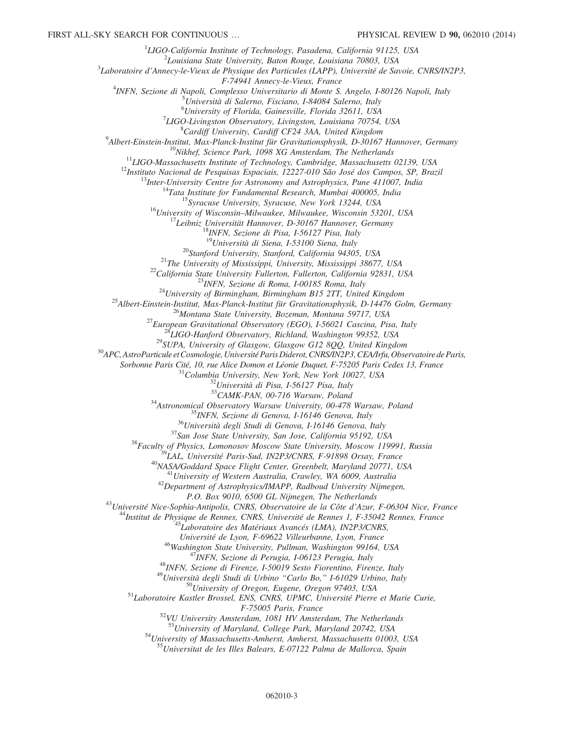[1]LIGO-California Institute of Technology, Pasadena, California 91125, USA
[2]Louisiana State University, Baton Rouge, Louisiana 70803, USA
[3]Laboratoire d'Annecy-le-Vieux de Physique des Particules (LAPP), Université de Savoie, CNRS/IN2P3, F-74941 Annecy-le-Vieux, France
[4]INFN, Sezione di Napoli, Complesso Universitario di Monte S. Angelo, I-80126 Napoli, Italy
[5]Università di Salerno, Fisciano, I-84084 Salerno, Italy
[6]University of Florida, Gainesville, Florida 32611, USA
[7]LIGO-Livingston Observatory, Livingston, Louisiana 70754, USA
[8]Cardiff University, Cardiff CF24 3AA, United Kingdom
[9]Albert-Einstein-Institut, Max-Planck-Institut für Gravitationsphysik, D-30167 Hannover, Germany
[10]Nikhef, Science Park, 1098 XG Amsterdam, The Netherlands
[11]LIGO-Massachusetts Institute of Technology, Cambridge, Massachusetts 02139, USA
[12]Instituto Nacional de Pesquisas Espaciais, 12227-010 São José dos Campos, SP, Brazil
[13]Inter-University Centre for Astronomy and Astrophysics, Pune 411007, India
[14]Tata Institute for Fundamental Research, Mumbai 400005, India
[15]Syracuse University, Syracuse, New York 13244, USA
[16]University of Wisconsin–Milwaukee, Milwaukee, Wisconsin 53201, USA
[17]Leibniz Universität Hannover, D-30167 Hannover, Germany
[18]INFN, Sezione di Pisa, I-56127 Pisa, Italy
[19]Università di Siena, I-53100 Siena, Italy
[20]Stanford University, Stanford, California 94305, USA
[21]The University of Mississippi, University, Mississippi 38677, USA
[22]California State University Fullerton, Fullerton, California 92831, USA
[23]INFN, Sezione di Roma, I-00185 Roma, Italy
[24]University of Birmingham, Birmingham B15 2TT, United Kingdom
[25]Albert-Einstein-Institut, Max-Planck-Institut für Gravitationsphysik, D-14476 Golm, Germany
[26]Montana State University, Bozeman, Montana 59717, USA
[27]European Gravitational Observatory (EGO), I-56021 Cascina, Pisa, Italy
[28]LIGO-Hanford Observatory, Richland, Washington 99352, USA
[29]SUPA, University of Glasgow, Glasgow G12 8QQ, United Kingdom
[30]APC, AstroParticule et Cosmologie, Université Paris Diderot, CNRS/IN2P3, CEA/Irfu, Observatoire de Paris, Sorbonne Paris Cité, 10, rue Alice Domon et Léonie Duquet, F-75205 Paris Cedex 13, France
[31]Columbia University, New York, New York 10027, USA
[32]Università di Pisa, I-56127 Pisa, Italy
[33]CAMK-PAN, 00-716 Warsaw, Poland
[34]Astronomical Observatory Warsaw University, 00-478 Warsaw, Poland
[35]INFN, Sezione di Genova, I-16146 Genova, Italy
[36]Università degli Studi di Genova, I-16146 Genova, Italy
[37]San Jose State University, San Jose, California 95192, USA
[38]Faculty of Physics, Lomonosov Moscow State University, Moscow 119991, Russia
[39]LAL, Université Paris-Sud, IN2P3/CNRS, F-91898 Orsay, France
[40]NASA/Goddard Space Flight Center, Greenbelt, Maryland 20771, USA
[41]University of Western Australia, Crawley, WA 6009, Australia
[42]Department of Astrophysics/IMAPP, Radboud University Nijmegen, P.O. Box 9010, 6500 GL Nijmegen, The Netherlands
[43]Université Nice-Sophia-Antipolis, CNRS, Observatoire de la Côte d'Azur, F-06304 Nice, France
[44]Institut de Physique de Rennes, CNRS, Université de Rennes 1, F-35042 Rennes, France
[45]Laboratoire des Matériaux Avancés (LMA), IN2P3/CNRS, Université de Lyon, F-69622 Villeurbanne, Lyon, France
[46]Washington State University, Pullman, Washington 99164, USA
[47]INFN, Sezione di Perugia, I-06123 Perugia, Italy
[48]INFN, Sezione di Firenze, I-50019 Sesto Fiorentino, Firenze, Italy
[49]Università degli Studi di Urbino "Carlo Bo," I-61029 Urbino, Italy
[50]University of Oregon, Eugene, Oregon 97403, USA
[51]Laboratoire Kastler Brossel, ENS, CNRS, UPMC, Université Pierre et Marie Curie, F-75005 Paris, France
[52]VU University Amsterdam, 1081 HV Amsterdam, The Netherlands
[53]University of Maryland, College Park, Maryland 20742, USA
[54]University of Massachusetts-Amherst, Amherst, Massachusetts 01003, USA
[55]Universitat de les Illes Balears, E-07122 Palma de Mallorca, Spain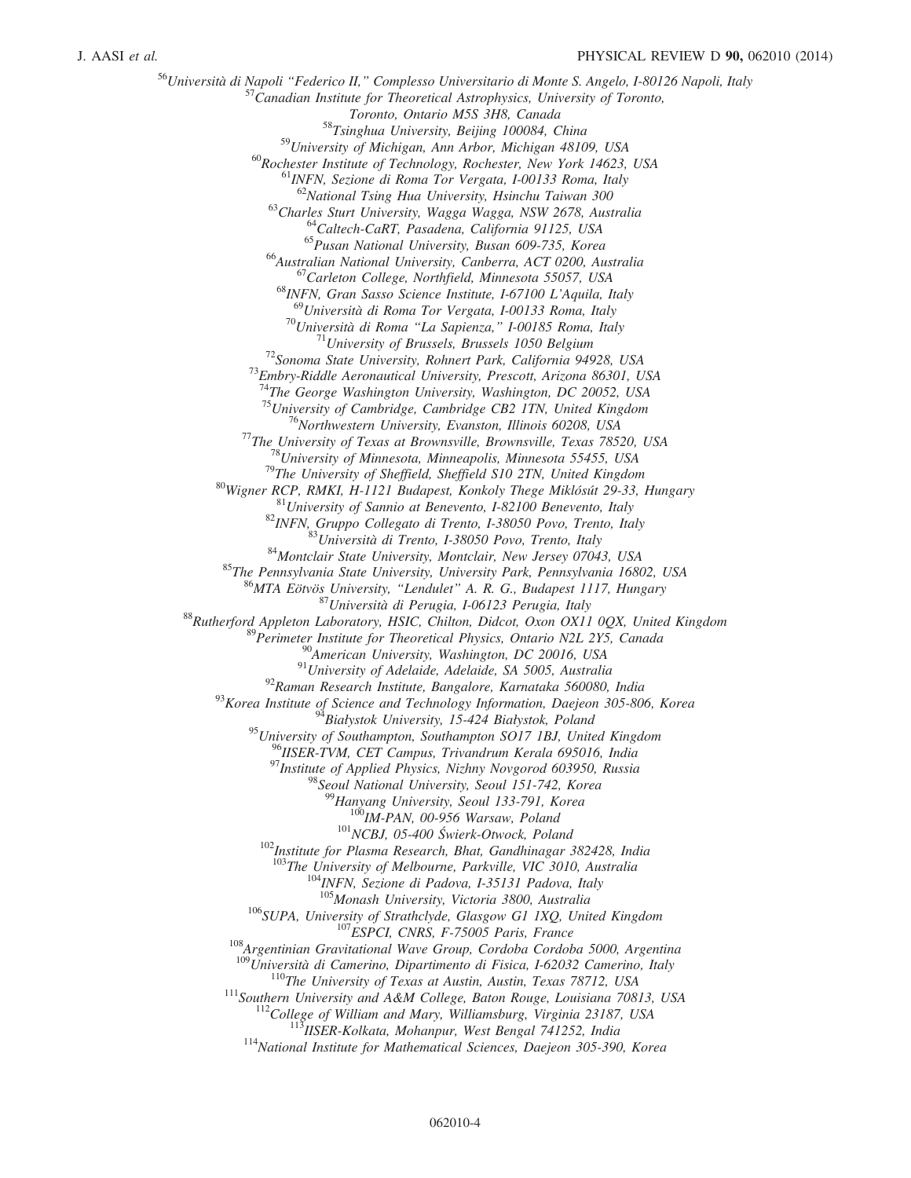[56]Università di Napoli "Federico II," Complesso Universitario di Monte S. Angelo, I-80126 Napoli, Italy
[57]Canadian Institute for Theoretical Astrophysics, University of Toronto, Toronto, Ontario M5S 3H8, Canada
[58]Tsinghua University, Beijing 100084, China
[59]University of Michigan, Ann Arbor, Michigan 48109, USA
[60]Rochester Institute of Technology, Rochester, New York 14623, USA
[61]INFN, Sezione di Roma Tor Vergata, I-00133 Roma, Italy
[62]National Tsing Hua University, Hsinchu Taiwan 300
[63]Charles Sturt University, Wagga Wagga, NSW 2678, Australia
[64]Caltech-CaRT, Pasadena, California 91125, USA
[65]Pusan National University, Busan 609-735, Korea
[66]Australian National University, Canberra, ACT 0200, Australia
[67]Carleton College, Northfield, Minnesota 55057, USA
[68]INFN, Gran Sasso Science Institute, I-67100 L'Aquila, Italy
[69]Università di Roma Tor Vergata, I-00133 Roma, Italy
[70]Università di Roma "La Sapienza," I-00185 Roma, Italy
[71]University of Brussels, Brussels 1050 Belgium
[72]Sonoma State University, Rohnert Park, California 94928, USA
[73]Embry-Riddle Aeronautical University, Prescott, Arizona 86301, USA
[74]The George Washington University, Washington, DC 20052, USA
[75]University of Cambridge, Cambridge CB2 1TN, United Kingdom
[76]Northwestern University, Evanston, Illinois 60208, USA
[77]The University of Texas at Brownsville, Brownsville, Texas 78520, USA
[78]University of Minnesota, Minneapolis, Minnesota 55455, USA
[79]The University of Sheffield, Sheffield S10 2TN, United Kingdom
[80]Wigner RCP, RMKI, H-1121 Budapest, Konkoly Thege Miklósút 29-33, Hungary
[81]University of Sannio at Benevento, I-82100 Benevento, Italy
[82]INFN, Gruppo Collegato di Trento, I-38050 Povo, Trento, Italy
[83]Università di Trento, I-38050 Povo, Trento, Italy
[84]Montclair State University, Montclair, New Jersey 07043, USA
[85]The Pennsylvania State University, University Park, Pennsylvania 16802, USA
[86]MTA Eötvös University, "Lendulet" A. R. G., Budapest 1117, Hungary
[87]Università di Perugia, I-06123 Perugia, Italy
[88]Rutherford Appleton Laboratory, HSIC, Chilton, Didcot, Oxon OX11 0QX, United Kingdom
[89]Perimeter Institute for Theoretical Physics, Ontario N2L 2Y5, Canada
[90]American University, Washington, DC 20016, USA
[91]University of Adelaide, Adelaide, SA 5005, Australia
[92]Raman Research Institute, Bangalore, Karnataka 560080, India
[93]Korea Institute of Science and Technology Information, Daejeon 305-806, Korea
[94]Białystok University, 15-424 Białystok, Poland
[95]University of Southampton, Southampton SO17 1BJ, United Kingdom
[96]IISER-TVM, CET Campus, Trivandrum Kerala 695016, India
[97]Institute of Applied Physics, Nizhny Novgorod 603950, Russia
[98]Seoul National University, Seoul 151-742, Korea
[99]Hanyang University, Seoul 133-791, Korea
[100]IM-PAN, 00-956 Warsaw, Poland
[101]NCBJ, 05-400 Świerk-Otwock, Poland
[102]Institute for Plasma Research, Bhat, Gandhinagar 382428, India
[103]The University of Melbourne, Parkville, VIC 3010, Australia
[104]INFN, Sezione di Padova, I-35131 Padova, Italy
[105]Monash University, Victoria 3800, Australia
[106]SUPA, University of Strathclyde, Glasgow G1 1XQ, United Kingdom
[107]ESPCI, CNRS, F-75005 Paris, France
[108]Argentinian Gravitational Wave Group, Cordoba Cordoba 5000, Argentina
[109]Università di Camerino, Dipartimento di Fisica, I-62032 Camerino, Italy
[110]The University of Texas at Austin, Austin, Texas 78712, USA
[111]Southern University and A&M College, Baton Rouge, Louisiana 70813, USA
[112]College of William and Mary, Williamsburg, Virginia 23187, USA
[113]IISER-Kolkata, Mohanpur, West Bengal 741252, India
[114]National Institute for Mathematical Sciences, Daejeon 305-390, Korea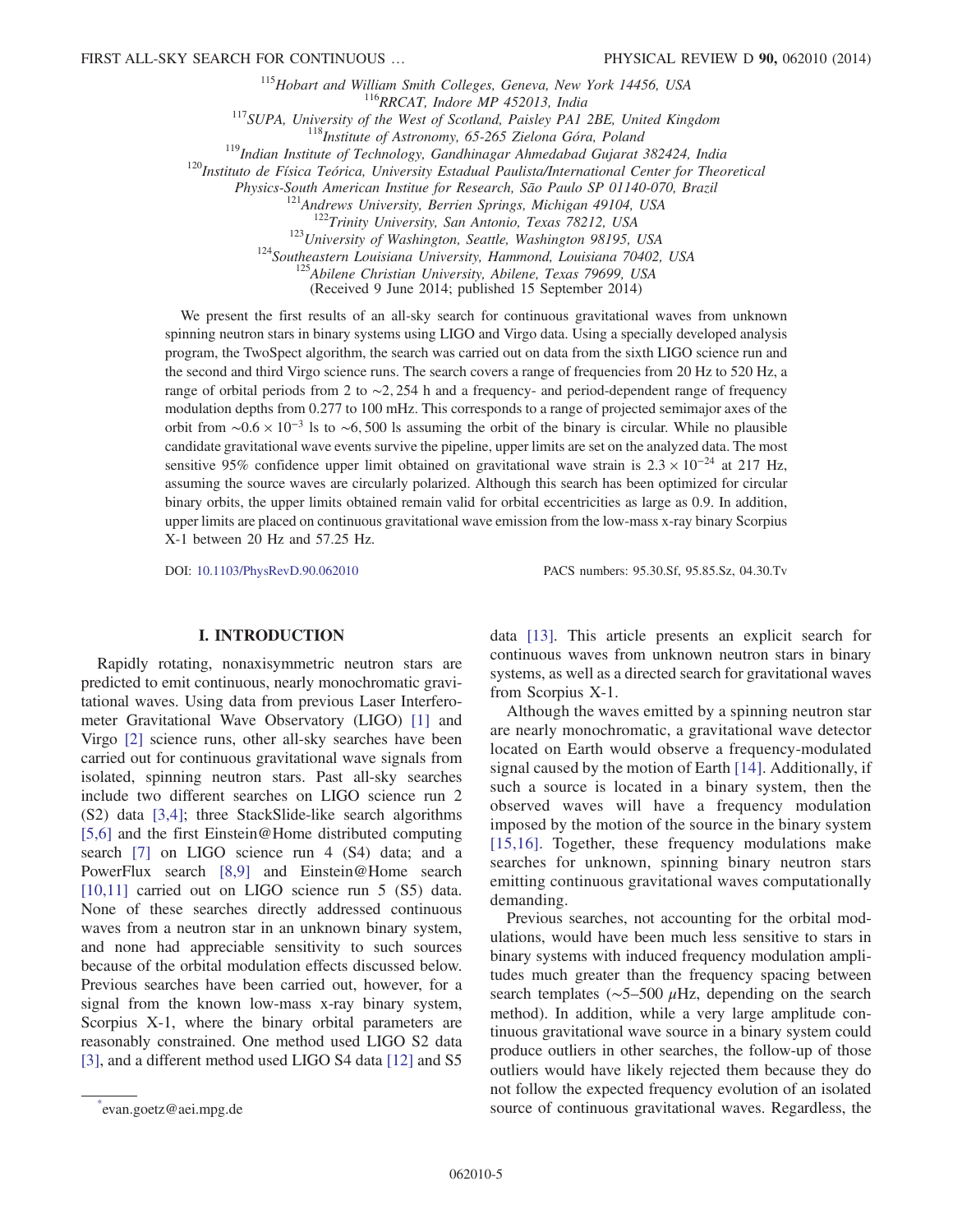[115] Hobart and William Smith Colleges, Geneva, New York 14456, USA
[116] RRCAT, Indore MP 452013, India
[117] SUPA, University of the West of Scotland, Paisley PA1 2BE, United Kingdom
[118] Institute of Astronomy, 65-265 Zielona Góra, Poland
[119] Indian Institute of Technology, Gandhinagar Ahmedabad Gujarat 382424, India
[120] Instituto de Física Teórica, University Estadual Paulista/International Center for Theoretical Physics-South American Institue for Research, São Paulo SP 01140-070, Brazil
[121] Andrews University, Berrien Springs, Michigan 49104, USA
[122] Trinity University, San Antonio, Texas 78212, USA
[123] University of Washington, Seattle, Washington 98195, USA
[124] Southeastern Louisiana University, Hammond, Louisiana 70402, USA
[125] Abilene Christian University, Abilene, Texas 79699, USA

(Received 9 June 2014; published 15 September 2014)

We present the first results of an all-sky search for continuous gravitational waves from unknown spinning neutron stars in binary systems using LIGO and Virgo data. Using a specially developed analysis program, the TwoSpect algorithm, the search was carried out on data from the sixth LIGO science run and the second and third Virgo science runs. The search covers a range of frequencies from 20 Hz to 520 Hz, a range of orbital periods from 2 to ∼2,254 h and a frequency- and period-dependent range of frequency modulation depths from 0.277 to 100 mHz. This corresponds to a range of projected semimajor axes of the orbit from $\sim 0.6 \times 10^{-3}$ ls to ∼6,500 ls assuming the orbit of the binary is circular. While no plausible candidate gravitational wave events survive the pipeline, upper limits are set on the analyzed data. The most sensitive 95% confidence upper limit obtained on gravitational wave strain is $2.3 \times 10^{-24}$ at 217 Hz, assuming the source waves are circularly polarized. Although this search has been optimized for circular binary orbits, the upper limits obtained remain valid for orbital eccentricities as large as 0.9. In addition, upper limits are placed on continuous gravitational wave emission from the low-mass x-ray binary Scorpius X-1 between 20 Hz and 57.25 Hz.

DOI: 10.1103/PhysRevD.90.062010 PACS numbers: 95.30.Sf, 95.85.Sz, 04.30.Tv

## I. INTRODUCTION

Rapidly rotating, nonaxisymmetric neutron stars are predicted to emit continuous, nearly monochromatic gravitational waves. Using data from previous Laser Interferometer Gravitational Wave Observatory (LIGO) [1] and Virgo [2] science runs, other all-sky searches have been carried out for continuous gravitational wave signals from isolated, spinning neutron stars. Past all-sky searches include two different searches on LIGO science run 2 (S2) data [3,4]; three StackSlide-like search algorithms [5,6] and the first Einstein@Home distributed computing search [7] on LIGO science run 4 (S4) data; and a PowerFlux search [8,9] and Einstein@Home search [10,11] carried out on LIGO science run 5 (S5) data. None of these searches directly addressed continuous waves from a neutron star in an unknown binary system, and none had appreciable sensitivity to such sources because of the orbital modulation effects discussed below. Previous searches have been carried out, however, for a signal from the known low-mass x-ray binary system, Scorpius X-1, where the binary orbital parameters are reasonably constrained. One method used LIGO S2 data [3], and a different method used LIGO S4 data [12] and S5 data [13]. This article presents an explicit search for continuous waves from unknown neutron stars in binary systems, as well as a directed search for gravitational waves from Scorpius X-1.

Although the waves emitted by a spinning neutron star are nearly monochromatic, a gravitational wave detector located on Earth would observe a frequency-modulated signal caused by the motion of Earth [14]. Additionally, if such a source is located in a binary system, then the observed waves will have a frequency modulation imposed by the motion of the source in the binary system [15,16]. Together, these frequency modulations make searches for unknown, spinning binary neutron stars emitting continuous gravitational waves computationally demanding.

Previous searches, not accounting for the orbital modulations, would have been much less sensitive to stars in binary systems with induced frequency modulation amplitudes much greater than the frequency spacing between search templates (∼5–500 μHz, depending on the search method). In addition, while a very large amplitude continuous gravitational wave source in a binary system could produce outliers in other searches, the follow-up of those outliers would have likely rejected them because they do not follow the expected frequency evolution of an isolated source of continuous gravitational waves. Regardless, the

*evan.goetz@aei.mpg.de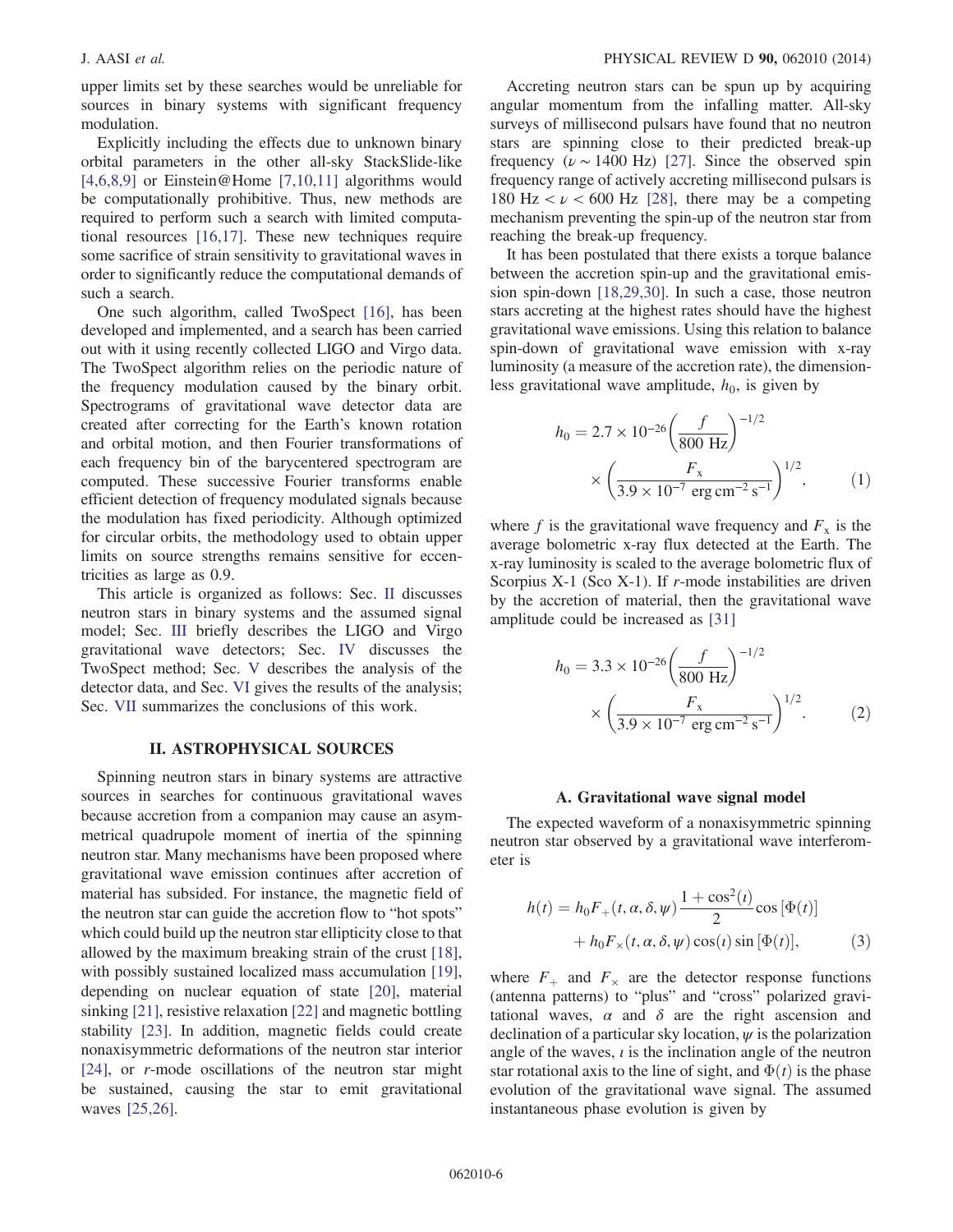upper limits set by these searches would be unreliable for sources in binary systems with significant frequency modulation.

Explicitly including the effects due to unknown binary orbital parameters in the other all-sky StackSlide-like [4,6,8,9] or Einstein@Home [7,10,11] algorithms would be computationally prohibitive. Thus, new methods are required to perform such a search with limited computational resources [16,17]. These new techniques require some sacrifice of strain sensitivity to gravitational waves in order to significantly reduce the computational demands of such a search.

One such algorithm, called TwoSpect [16], has been developed and implemented, and a search has been carried out with it using recently collected LIGO and Virgo data. The TwoSpect algorithm relies on the periodic nature of the frequency modulation caused by the binary orbit. Spectrograms of gravitational wave detector data are created after correcting for the Earth's known rotation and orbital motion, and then Fourier transformations of each frequency bin of the barycentered spectrogram are computed. These successive Fourier transforms enable efficient detection of frequency modulated signals because the modulation has fixed periodicity. Although optimized for circular orbits, the methodology used to obtain upper limits on source strengths remains sensitive for eccentricities as large as 0.9.

This article is organized as follows: Sec. II discusses neutron stars in binary systems and the assumed signal model; Sec. III briefly describes the LIGO and Virgo gravitational wave detectors; Sec. IV discusses the TwoSpect method; Sec. V describes the analysis of the detector data, and Sec. VI gives the results of the analysis; Sec. VII summarizes the conclusions of this work.

## II. ASTROPHYSICAL SOURCES

Spinning neutron stars in binary systems are attractive sources in searches for continuous gravitational waves because accretion from a companion may cause an asymmetrical quadrupole moment of inertia of the spinning neutron star. Many mechanisms have been proposed where gravitational wave emission continues after accretion of material has subsided. For instance, the magnetic field of the neutron star can guide the accretion flow to "hot spots" which could build up the neutron star ellipticity close to that allowed by the maximum breaking strain of the crust [18], with possibly sustained localized mass accumulation [19], depending on nuclear equation of state [20], material sinking [21], resistive relaxation [22] and magnetic bottling stability [23]. In addition, magnetic fields could create nonaxisymmetric deformations of the neutron star interior [24], or $r$-mode oscillations of the neutron star might be sustained, causing the star to emit gravitational waves [25,26].

Accreting neutron stars can be spun up by acquiring angular momentum from the infalling matter. All-sky surveys of millisecond pulsars have found that no neutron stars are spinning close to their predicted break-up frequency ($\nu \sim 1400$ Hz) [27]. Since the observed spin frequency range of actively accreting millisecond pulsars is 180 Hz $< \nu <$ 600 Hz [28], there may be a competing mechanism preventing the spin-up of the neutron star from reaching the break-up frequency.

It has been postulated that there exists a torque balance between the accretion spin-up and the gravitational emission spin-down [18,29,30]. In such a case, those neutron stars accreting at the highest rates should have the highest gravitational wave emissions. Using this relation to balance spin-down of gravitational wave emission with x-ray luminosity (a measure of the accretion rate), the dimensionless gravitational wave amplitude, $h_0$, is given by

$$h_0 = 2.7 \times 10^{-26} \left(\frac{f}{800\ \mathrm{Hz}}\right)^{-1/2} \times \left(\frac{F_\mathrm{x}}{3.9 \times 10^{-7}\ \mathrm{erg\,cm^{-2}\,s^{-1}}}\right)^{1/2}, \tag{1}$$

where $f$ is the gravitational wave frequency and $F_\mathrm{x}$ is the average bolometric x-ray flux detected at the Earth. The x-ray luminosity is scaled to the average bolometric flux of Scorpius X-1 (Sco X-1). If $r$-mode instabilities are driven by the accretion of material, then the gravitational wave amplitude could be increased as [31]

$$h_0 = 3.3 \times 10^{-26} \left(\frac{f}{800\ \mathrm{Hz}}\right)^{-1/2} \times \left(\frac{F_\mathrm{x}}{3.9 \times 10^{-7}\ \mathrm{erg\,cm^{-2}\,s^{-1}}}\right)^{1/2}. \tag{2}$$

### A. Gravitational wave signal model

The expected waveform of a nonaxisymmetric spinning neutron star observed by a gravitational wave interferometer is

$$h(t) = h_0 F_+(t, \alpha, \delta, \psi) \frac{1 + \cos^2(\iota)}{2} \cos[\Phi(t)] + h_0 F_\times(t, \alpha, \delta, \psi) \cos(\iota) \sin[\Phi(t)], \tag{3}$$

where $F_+$ and $F_\times$ are the detector response functions (antenna patterns) to "plus" and "cross" polarized gravitational waves, $\alpha$ and $\delta$ are the right ascension and declination of a particular sky location, $\psi$ is the polarization angle of the waves, $\iota$ is the inclination angle of the neutron star rotational axis to the line of sight, and $\Phi(t)$ is the phase evolution of the gravitational wave signal. The assumed instantaneous phase evolution is given by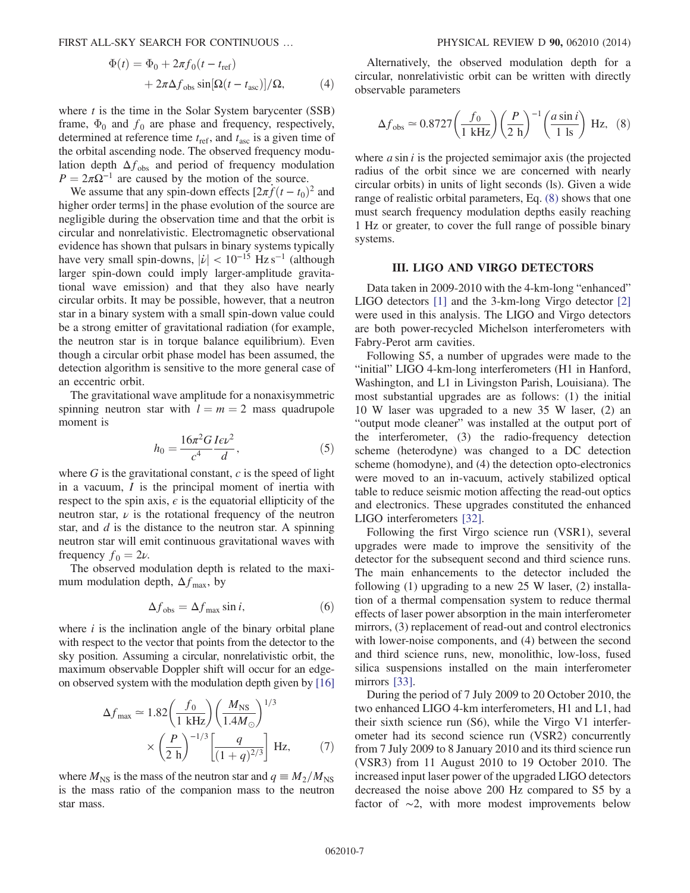$$\Phi(t) = \Phi_0 + 2\pi f_0 (t - t_{\rm ref}) + 2\pi \Delta f_{\rm obs} \sin[\Omega(t - t_{\rm asc})]/\Omega, \quad (4)$$

where $t$ is the time in the Solar System barycenter (SSB) frame, $\Phi_0$ and $f_0$ are phase and frequency, respectively, determined at reference time $t_{\rm ref}$, and $t_{\rm asc}$ is a given time of the orbital ascending node. The observed frequency modulation depth $\Delta f_{\rm obs}$ and period of frequency modulation $P = 2\pi\Omega^{-1}$ are caused by the motion of the source.

We assume that any spin-down effects $[2\pi \dot{f}(t - t_0)]^2$ and higher order terms] in the phase evolution of the source are negligible during the observation time and that the orbit is circular and nonrelativistic. Electromagnetic observational evidence has shown that pulsars in binary systems typically have very small spin-downs, $|\dot{\nu}| < 10^{-15}$ Hz s$^{-1}$ (although larger spin-down could imply larger-amplitude gravitational wave emission) and that they also have nearly circular orbits. It may be possible, however, that a neutron star in a binary system with a small spin-down value could be a strong emitter of gravitational radiation (for example, the neutron star is in torque balance equilibrium). Even though a circular orbit phase model has been assumed, the detection algorithm is sensitive to the more general case of an eccentric orbit.

The gravitational wave amplitude for a nonaxisymmetric spinning neutron star with $l = m = 2$ mass quadrupole moment is

$$h_0 = \frac{16\pi^2 G}{c^4} \frac{I\epsilon\nu^2}{d}, \quad (5)$$

where $G$ is the gravitational constant, $c$ is the speed of light in a vacuum, $I$ is the principal moment of inertia with respect to the spin axis, $\epsilon$ is the equatorial ellipticity of the neutron star, $\nu$ is the rotational frequency of the neutron star, and $d$ is the distance to the neutron star. A spinning neutron star will emit continuous gravitational waves with frequency $f_0 = 2\nu$.

The observed modulation depth is related to the maximum modulation depth, $\Delta f_{\rm max}$, by

$$\Delta f_{\rm obs} = \Delta f_{\rm max} \sin i, \quad (6)$$

where $i$ is the inclination angle of the binary orbital plane with respect to the vector that points from the detector to the sky position. Assuming a circular, nonrelativistic orbit, the maximum observable Doppler shift will occur for an edge-on observed system with the modulation depth given by [16]

$$\Delta f_{\rm max} \simeq 1.82 \left(\frac{f_0}{1\ \rm kHz}\right)\left(\frac{M_{\rm NS}}{1.4 M_\odot}\right)^{1/3} \times \left(\frac{P}{2\ \rm h}\right)^{-1/3}\left[\frac{q}{(1+q)^{2/3}}\right] \ \rm Hz, \quad (7)$$

where $M_{\rm NS}$ is the mass of the neutron star and $q \equiv M_2/M_{\rm NS}$ is the mass ratio of the companion mass to the neutron star mass.

Alternatively, the observed modulation depth for a circular, nonrelativistic orbit can be written with directly observable parameters

$$\Delta f_{\rm obs} \simeq 0.8727 \left(\frac{f_0}{1\ \rm kHz}\right)\left(\frac{P}{2\ \rm h}\right)^{-1}\left(\frac{a \sin i}{1\ \rm ls}\right) \ \rm Hz, \quad (8)$$

where $a \sin i$ is the projected semimajor axis (the projected radius of the orbit since we are concerned with nearly circular orbits) in units of light seconds (ls). Given a wide range of realistic orbital parameters, Eq. (8) shows that one must search frequency modulation depths easily reaching 1 Hz or greater, to cover the full range of possible binary systems.

## III. LIGO AND VIRGO DETECTORS

Data taken in 2009-2010 with the 4-km-long "enhanced" LIGO detectors [1] and the 3-km-long Virgo detector [2] were used in this analysis. The LIGO and Virgo detectors are both power-recycled Michelson interferometers with Fabry-Perot arm cavities.

Following S5, a number of upgrades were made to the "initial" LIGO 4-km-long interferometers (H1 in Hanford, Washington, and L1 in Livingston Parish, Louisiana). The most substantial upgrades are as follows: (1) the initial 10 W laser was upgraded to a new 35 W laser, (2) an "output mode cleaner" was installed at the output port of the interferometer, (3) the radio-frequency detection scheme (heterodyne) was changed to a DC detection scheme (homodyne), and (4) the detection opto-electronics were moved to an in-vacuum, actively stabilized optical table to reduce seismic motion affecting the read-out optics and electronics. These upgrades constituted the enhanced LIGO interferometers [32].

Following the first Virgo science run (VSR1), several upgrades were made to improve the sensitivity of the detector for the subsequent second and third science runs. The main enhancements to the detector included the following (1) upgrading to a new 25 W laser, (2) installation of a thermal compensation system to reduce thermal effects of laser power absorption in the main interferometer mirrors, (3) replacement of read-out and control electronics with lower-noise components, and (4) between the second and third science runs, new, monolithic, low-loss, fused silica suspensions installed on the main interferometer mirrors [33].

During the period of 7 July 2009 to 20 October 2010, the two enhanced LIGO 4-km interferometers, H1 and L1, had their sixth science run (S6), while the Virgo V1 interferometer had its second science run (VSR2) concurrently from 7 July 2009 to 8 January 2010 and its third science run (VSR3) from 11 August 2010 to 19 October 2010. The increased input laser power of the upgraded LIGO detectors decreased the noise above 200 Hz compared to S5 by a factor of ~2, with more modest improvements below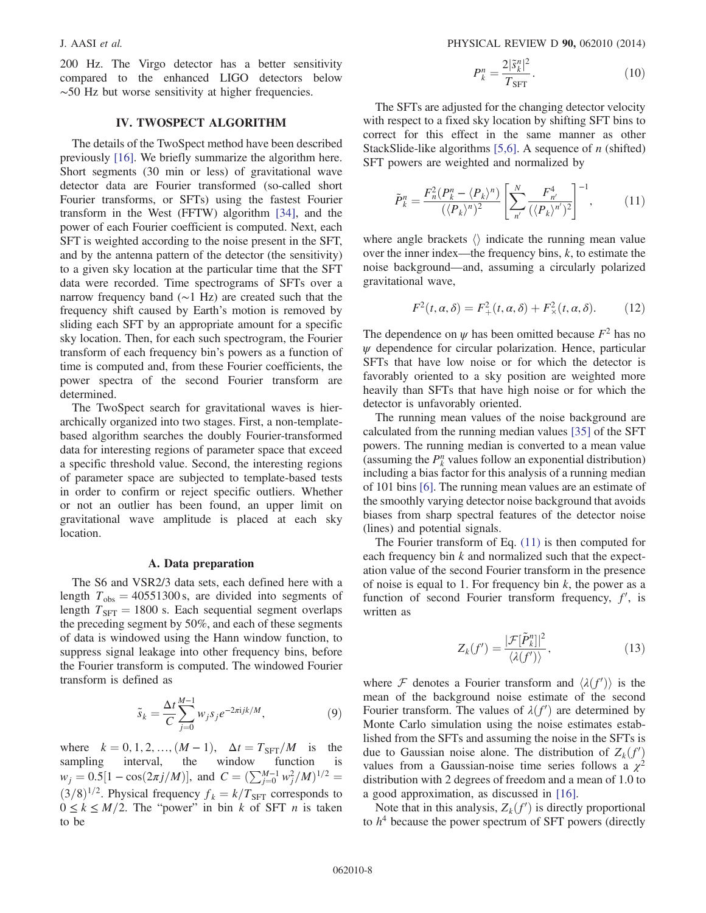200 Hz. The Virgo detector has a better sensitivity compared to the enhanced LIGO detectors below ∼50 Hz but worse sensitivity at higher frequencies.

## IV. TWOSPECT ALGORITHM

The details of the TwoSpect method have been described previously [16]. We briefly summarize the algorithm here. Short segments (30 min or less) of gravitational wave detector data are Fourier transformed (so-called short Fourier transforms, or SFTs) using the fastest Fourier transform in the West (FFTW) algorithm [34], and the power of each Fourier coefficient is computed. Next, each SFT is weighted according to the noise present in the SFT, and by the antenna pattern of the detector (the sensitivity) to a given sky location at the particular time that the SFT data were recorded. Time spectrograms of SFTs over a narrow frequency band (∼1 Hz) are created such that the frequency shift caused by Earth's motion is removed by sliding each SFT by an appropriate amount for a specific sky location. Then, for each such spectrogram, the Fourier transform of each frequency bin's powers as a function of time is computed and, from these Fourier coefficients, the power spectra of the second Fourier transform are determined.

The TwoSpect search for gravitational waves is hierarchically organized into two stages. First, a non-template-based algorithm searches the doubly Fourier-transformed data for interesting regions of parameter space that exceed a specific threshold value. Second, the interesting regions of parameter space are subjected to template-based tests in order to confirm or reject specific outliers. Whether or not an outlier has been found, an upper limit on gravitational wave amplitude is placed at each sky location.

### A. Data preparation

The S6 and VSR2/3 data sets, each defined here with a length $T_{\rm obs} = 40551300$ s, are divided into segments of length $T_{\rm SFT} = 1800$ s. Each sequential segment overlaps the preceding segment by 50%, and each of these segments of data is windowed using the Hann window function, to suppress signal leakage into other frequency bins, before the Fourier transform is computed. The windowed Fourier transform is defined as

$$\tilde{s}_k = \frac{\Delta t}{C} \sum_{j=0}^{M-1} w_j s_j e^{-2\pi i jk/M}, \tag{9}$$

where $k = 0, 1, 2, \ldots, (M-1)$, $\Delta t = T_{\rm SFT}/M$ is the sampling interval, the window function is $w_j = 0.5[1 - \cos(2\pi j/M)]$, and $C = (\sum_{j=0}^{M-1} w_j^2/M)^{1/2} = (3/8)^{1/2}$. Physical frequency $f_k = k/T_{\rm SFT}$ corresponds to $0 \le k \le M/2$. The "power" in bin $k$ of SFT $n$ is taken to be

$$P_k^n = \frac{2|\tilde{s}_k^n|^2}{T_{\rm SFT}}. \tag{10}$$

The SFTs are adjusted for the changing detector velocity with respect to a fixed sky location by shifting SFT bins to correct for this effect in the same manner as other StackSlide-like algorithms [5,6]. A sequence of $n$ (shifted) SFT powers are weighted and normalized by

$$\tilde{P}_k^n = \frac{F_n^2 (P_k^n - \langle P_k \rangle^n)}{(\langle P_k \rangle^n)^2} \left[ \sum_{n'}^{N} \frac{F_{n'}^4}{(\langle P_k \rangle^{n'})^2} \right]^{-1}, \tag{11}$$

where angle brackets $\langle\rangle$ indicate the running mean value over the inner index—the frequency bins, $k$, to estimate the noise background—and, assuming a circularly polarized gravitational wave,

$$F^2(t, \alpha, \delta) = F_+^2(t, \alpha, \delta) + F_\times^2(t, \alpha, \delta). \tag{12}$$

The dependence on $\psi$ has been omitted because $F^2$ has no $\psi$ dependence for circular polarization. Hence, particular SFTs that have low noise or for which the detector is favorably oriented to a sky position are weighted more heavily than SFTs that have high noise or for which the detector is unfavorably oriented.

The running mean values of the noise background are calculated from the running median values [35] of the SFT powers. The running median is converted to a mean value (assuming the $P_k^n$ values follow an exponential distribution) including a bias factor for this analysis of a running median of 101 bins [6]. The running mean values are an estimate of the smoothly varying detector noise background that avoids biases from sharp spectral features of the detector noise (lines) and potential signals.

The Fourier transform of Eq. (11) is then computed for each frequency bin $k$ and normalized such that the expectation value of the second Fourier transform in the presence of noise is equal to 1. For frequency bin $k$, the power as a function of second Fourier transform frequency, $f'$, is written as

$$Z_k(f') = \frac{|\mathcal{F}[\tilde{P}_k^n]|^2}{\langle \lambda(f') \rangle}, \tag{13}$$

where $\mathcal{F}$ denotes a Fourier transform and $\langle \lambda(f') \rangle$ is the mean of the background noise estimate of the second Fourier transform. The values of $\lambda(f')$ are determined by Monte Carlo simulation using the noise estimates established from the SFTs and assuming the noise in the SFTs is due to Gaussian noise alone. The distribution of $Z_k(f')$ values from a Gaussian-noise time series follows a $\chi^2$ distribution with 2 degrees of freedom and a mean of 1.0 to a good approximation, as discussed in [16].

Note that in this analysis, $Z_k(f')$ is directly proportional to $h^4$ because the power spectrum of SFT powers (directly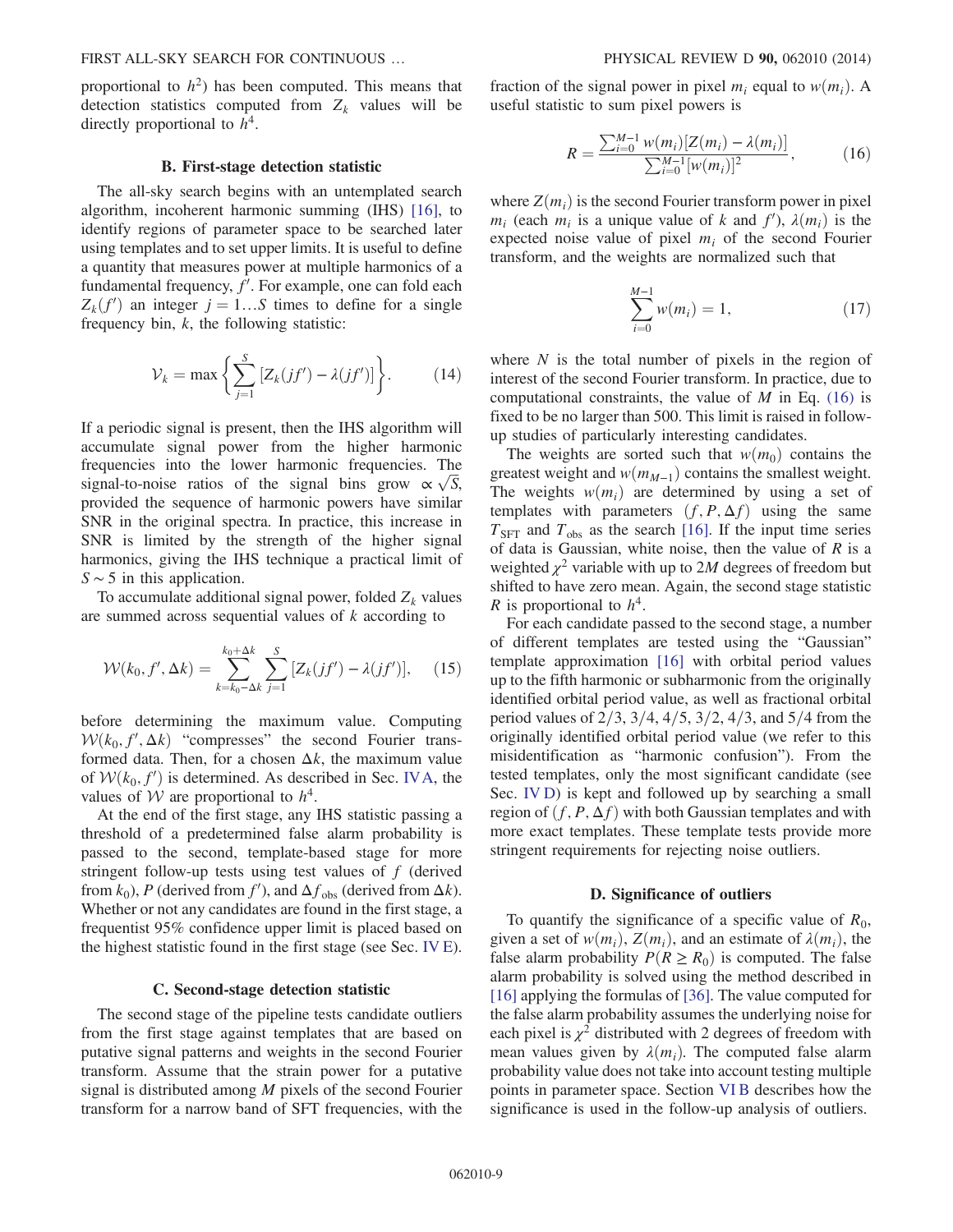proportional to $h^2$) has been computed. This means that detection statistics computed from $Z_k$ values will be directly proportional to $h^4$.

### B. First-stage detection statistic

The all-sky search begins with an untemplated search algorithm, incoherent harmonic summing (IHS) [16], to identify regions of parameter space to be searched later using templates and to set upper limits. It is useful to define a quantity that measures power at multiple harmonics of a fundamental frequency, $f'$. For example, one can fold each $Z_k(f')$ an integer $j = 1 \ldots S$ times to define for a single frequency bin, $k$, the following statistic:

$$\mathcal{V}_k = \max\left\{\sum_{j=1}^{S}[Z_k(jf') - \lambda(jf')]\right\}. \tag{14}$$

If a periodic signal is present, then the IHS algorithm will accumulate signal power from the higher harmonic frequencies into the lower harmonic frequencies. The signal-to-noise ratios of the signal bins grow $\propto \sqrt{S}$, provided the sequence of harmonic powers have similar SNR in the original spectra. In practice, this increase in SNR is limited by the strength of the higher signal harmonics, giving the IHS technique a practical limit of $S \sim 5$ in this application.

To accumulate additional signal power, folded $Z_k$ values are summed across sequential values of $k$ according to

$$\mathcal{W}(k_0, f', \Delta k) = \sum_{k=k_0-\Delta k}^{k_0+\Delta k}\sum_{j=1}^{S}[Z_k(jf') - \lambda(jf')], \tag{15}$$

before determining the maximum value. Computing $\mathcal{W}(k_0, f', \Delta k)$ "compresses" the second Fourier transformed data. Then, for a chosen $\Delta k$, the maximum value of $\mathcal{W}(k_0, f')$ is determined. As described in Sec. IV A, the values of $\mathcal{W}$ are proportional to $h^4$.

At the end of the first stage, any IHS statistic passing a threshold of a predetermined false alarm probability is passed to the second, template-based stage for more stringent follow-up tests using test values of $f$ (derived from $k_0$), $P$ (derived from $f'$), and $\Delta f_{\mathrm{obs}}$ (derived from $\Delta k$). Whether or not any candidates are found in the first stage, a frequentist 95% confidence upper limit is placed based on the highest statistic found in the first stage (see Sec. IV E).

### C. Second-stage detection statistic

The second stage of the pipeline tests candidate outliers from the first stage against templates that are based on putative signal patterns and weights in the second Fourier transform. Assume that the strain power for a putative signal is distributed among $M$ pixels of the second Fourier transform for a narrow band of SFT frequencies, with the fraction of the signal power in pixel $m_i$ equal to $w(m_i)$. A useful statistic to sum pixel powers is

$$R = \frac{\sum_{i=0}^{M-1} w(m_i)[Z(m_i) - \lambda(m_i)]}{\sum_{i=0}^{M-1}[w(m_i)]^2}, \tag{16}$$

where $Z(m_i)$ is the second Fourier transform power in pixel $m_i$ (each $m_i$ is a unique value of $k$ and $f'$), $\lambda(m_i)$ is the expected noise value of pixel $m_i$ of the second Fourier transform, and the weights are normalized such that

$$\sum_{i=0}^{M-1} w(m_i) = 1, \tag{17}$$

where $N$ is the total number of pixels in the region of interest of the second Fourier transform. In practice, due to computational constraints, the value of $M$ in Eq. (16) is fixed to be no larger than 500. This limit is raised in follow-up studies of particularly interesting candidates.

The weights are sorted such that $w(m_0)$ contains the greatest weight and $w(m_{M-1})$ contains the smallest weight. The weights $w(m_i)$ are determined by using a set of templates with parameters $(f, P, \Delta f)$ using the same $T_{\mathrm{SFT}}$ and $T_{\mathrm{obs}}$ as the search [16]. If the input time series of data is Gaussian, white noise, then the value of $R$ is a weighted $\chi^2$ variable with up to $2M$ degrees of freedom but shifted to have zero mean. Again, the second stage statistic $R$ is proportional to $h^4$.

For each candidate passed to the second stage, a number of different templates are tested using the "Gaussian" template approximation [16] with orbital period values up to the fifth harmonic or subharmonic from the originally identified orbital period value, as well as fractional orbital period values of 2/3, 3/4, 4/5, 3/2, 4/3, and 5/4 from the originally identified orbital period value (we refer to this misidentification as "harmonic confusion"). From the tested templates, only the most significant candidate (see Sec. IV D) is kept and followed up by searching a small region of $(f, P, \Delta f)$ with both Gaussian templates and with more exact templates. These template tests provide more stringent requirements for rejecting noise outliers.

### D. Significance of outliers

To quantify the significance of a specific value of $R_0$, given a set of $w(m_i)$, $Z(m_i)$, and an estimate of $\lambda(m_i)$, the false alarm probability $P(R \geq R_0)$ is computed. The false alarm probability is solved using the method described in [16] applying the formulas of [36]. The value computed for the false alarm probability assumes the underlying noise for each pixel is $\chi^2$ distributed with 2 degrees of freedom with mean values given by $\lambda(m_i)$. The computed false alarm probability value does not take into account testing multiple points in parameter space. Section VI B describes how the significance is used in the follow-up analysis of outliers.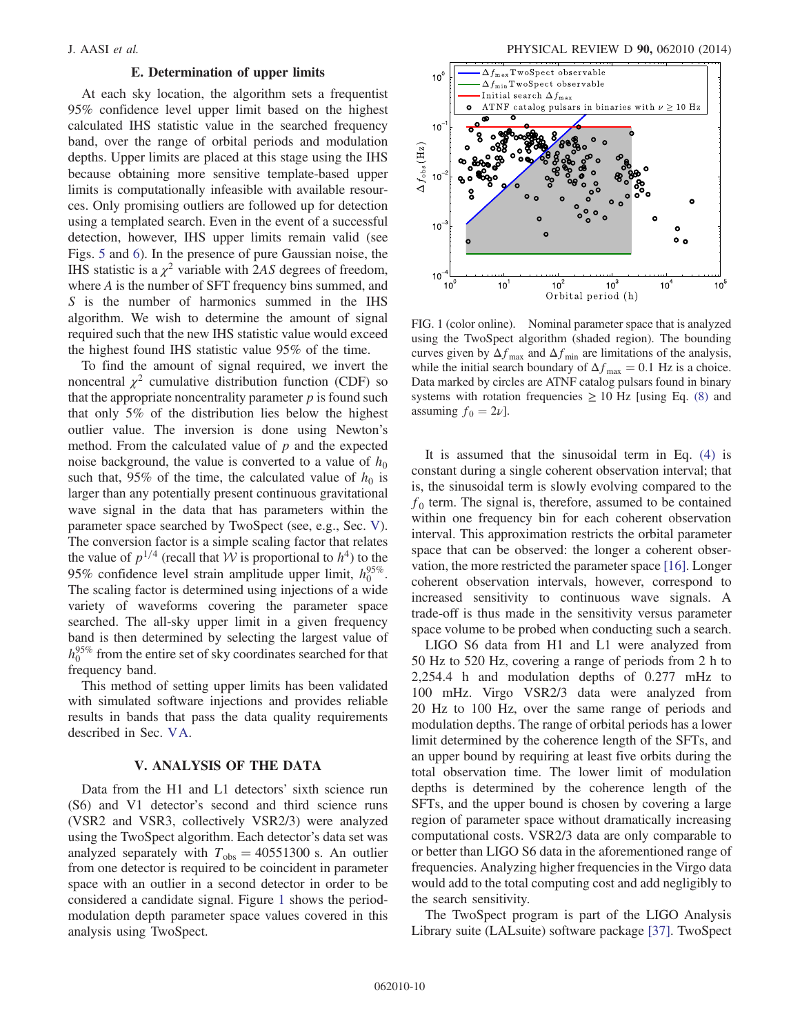### E. Determination of upper limits

At each sky location, the algorithm sets a frequentist 95% confidence level upper limit based on the highest calculated IHS statistic value in the searched frequency band, over the range of orbital periods and modulation depths. Upper limits are placed at this stage using the IHS because obtaining more sensitive template-based upper limits is computationally infeasible with available resources. Only promising outliers are followed up for detection using a templated search. Even in the event of a successful detection, however, IHS upper limits remain valid (see Figs. 5 and 6). In the presence of pure Gaussian noise, the IHS statistic is a $\chi^2$ variable with $2AS$ degrees of freedom, where $A$ is the number of SFT frequency bins summed, and $S$ is the number of harmonics summed in the IHS algorithm. We wish to determine the amount of signal required such that the new IHS statistic value would exceed the highest found IHS statistic value 95% of the time.

To find the amount of signal required, we invert the noncentral $\chi^2$ cumulative distribution function (CDF) so that the appropriate noncentrality parameter $p$ is found such that only 5% of the distribution lies below the highest outlier value. The inversion is done using Newton's method. From the calculated value of $p$ and the expected noise background, the value is converted to a value of $h_0$ such that, 95% of the time, the calculated value of $h_0$ is larger than any potentially present continuous gravitational wave signal in the data that has parameters within the parameter space searched by TwoSpect (see, e.g., Sec. V). The conversion factor is a simple scaling factor that relates the value of $p^{1/4}$ (recall that $\mathcal{W}$ is proportional to $h^4$) to the 95% confidence level strain amplitude upper limit, $h_0^{95\%}$. The scaling factor is determined using injections of a wide variety of waveforms covering the parameter space searched. The all-sky upper limit in a given frequency band is then determined by selecting the largest value of $h_0^{95\%}$ from the entire set of sky coordinates searched for that frequency band.

This method of setting upper limits has been validated with simulated software injections and provides reliable results in bands that pass the data quality requirements described in Sec. VA.

## V. ANALYSIS OF THE DATA

Data from the H1 and L1 detectors' sixth science run (S6) and V1 detector's second and third science runs (VSR2 and VSR3, collectively VSR2/3) were analyzed using the TwoSpect algorithm. Each detector's data set was analyzed separately with $T_{\mathrm{obs}} = 40551300$ s. An outlier from one detector is required to be coincident in parameter space with an outlier in a second detector in order to be considered a candidate signal. Figure 1 shows the period-modulation depth parameter space values covered in this analysis using TwoSpect.

FIG. 1 (color online). Nominal parameter space that is analyzed using the TwoSpect algorithm (shaded region). The bounding curves given by $\Delta f_{\mathrm{max}}$ and $\Delta f_{\mathrm{min}}$ are limitations of the analysis, while the initial search boundary of $\Delta f_{\mathrm{max}} = 0.1$ Hz is a choice. Data marked by circles are ATNF catalog pulsars found in binary systems with rotation frequencies $\geq 10$ Hz [using Eq. (8) and assuming $f_0 = 2\nu$].

It is assumed that the sinusoidal term in Eq. (4) is constant during a single coherent observation interval; that is, the sinusoidal term is slowly evolving compared to the $f_0$ term. The signal is, therefore, assumed to be contained within one frequency bin for each coherent observation interval. This approximation restricts the orbital parameter space that can be observed: the longer a coherent observation, the more restricted the parameter space [16]. Longer coherent observation intervals, however, correspond to increased sensitivity to continuous wave signals. A trade-off is thus made in the sensitivity versus parameter space volume to be probed when conducting such a search.

LIGO S6 data from H1 and L1 were analyzed from 50 Hz to 520 Hz, covering a range of periods from 2 h to 2,254.4 h and modulation depths of 0.277 mHz to 100 mHz. Virgo VSR2/3 data were analyzed from 20 Hz to 100 Hz, over the same range of periods and modulation depths. The range of orbital periods has a lower limit determined by the coherence length of the SFTs, and an upper bound by requiring at least five orbits during the total observation time. The lower limit of modulation depths is determined by the coherence length of the SFTs, and the upper bound is chosen by covering a large region of parameter space without dramatically increasing computational costs. VSR2/3 data are only comparable to or better than LIGO S6 data in the aforementioned range of frequencies. Analyzing higher frequencies in the Virgo data would add to the total computing cost and add negligibly to the search sensitivity.

The TwoSpect program is part of the LIGO Analysis Library suite (LALsuite) software package [37]. TwoSpect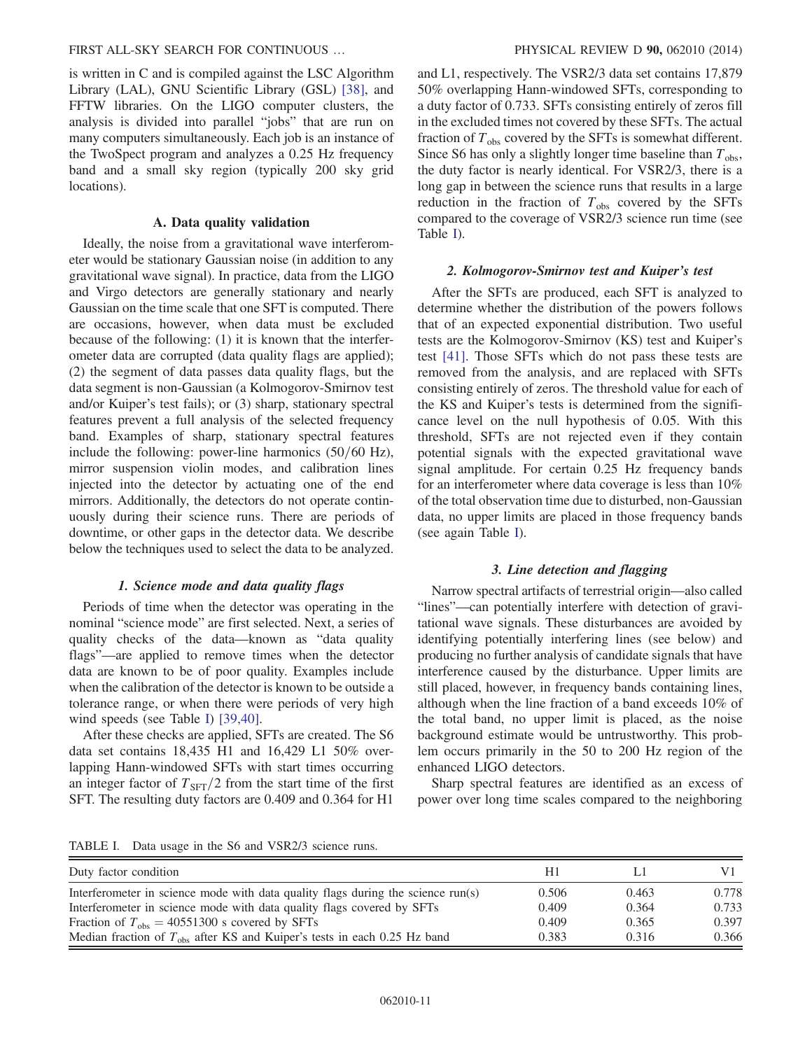is written in C and is compiled against the LSC Algorithm Library (LAL), GNU Scientific Library (GSL) [38], and FFTW libraries. On the LIGO computer clusters, the analysis is divided into parallel "jobs" that are run on many computers simultaneously. Each job is an instance of the TwoSpect program and analyzes a 0.25 Hz frequency band and a small sky region (typically 200 sky grid locations).

### A. Data quality validation

Ideally, the noise from a gravitational wave interferometer would be stationary Gaussian noise (in addition to any gravitational wave signal). In practice, data from the LIGO and Virgo detectors are generally stationary and nearly Gaussian on the time scale that one SFT is computed. There are occasions, however, when data must be excluded because of the following: (1) it is known that the interferometer data are corrupted (data quality flags are applied); (2) the segment of data passes data quality flags, but the data segment is non-Gaussian (a Kolmogorov-Smirnov test and/or Kuiper's test fails); or (3) sharp, stationary spectral features prevent a full analysis of the selected frequency band. Examples of sharp, stationary spectral features include the following: power-line harmonics (50/60 Hz), mirror suspension violin modes, and calibration lines injected into the detector by actuating one of the end mirrors. Additionally, the detectors do not operate continuously during their science runs. There are periods of downtime, or other gaps in the detector data. We describe below the techniques used to select the data to be analyzed.

#### *1. Science mode and data quality flags*

Periods of time when the detector was operating in the nominal "science mode" are first selected. Next, a series of quality checks of the data—known as "data quality flags"—are applied to remove times when the detector data are known to be of poor quality. Examples include when the calibration of the detector is known to be outside a tolerance range, or when there were periods of very high wind speeds (see Table I) [39,40].

After these checks are applied, SFTs are created. The S6 data set contains 18,435 H1 and 16,429 L1 50% overlapping Hann-windowed SFTs with start times occurring an integer factor of $T_{\mathrm{SFT}}/2$ from the start time of the first SFT. The resulting duty factors are 0.409 and 0.364 for H1 and L1, respectively. The VSR2/3 data set contains 17,879 50% overlapping Hann-windowed SFTs, corresponding to a duty factor of 0.733. SFTs consisting entirely of zeros fill in the excluded times not covered by these SFTs. The actual fraction of $T_{\mathrm{obs}}$ covered by the SFTs is somewhat different. Since S6 has only a slightly longer time baseline than $T_{\mathrm{obs}}$, the duty factor is nearly identical. For VSR2/3, there is a long gap in between the science runs that results in a large reduction in the fraction of $T_{\mathrm{obs}}$ covered by the SFTs compared to the coverage of VSR2/3 science run time (see Table I).

#### *2. Kolmogorov-Smirnov test and Kuiper's test*

After the SFTs are produced, each SFT is analyzed to determine whether the distribution of the powers follows that of an expected exponential distribution. Two useful tests are the Kolmogorov-Smirnov (KS) test and Kuiper's test [41]. Those SFTs which do not pass these tests are removed from the analysis, and are replaced with SFTs consisting entirely of zeros. The threshold value for each of the KS and Kuiper's tests is determined from the significance level on the null hypothesis of 0.05. With this threshold, SFTs are not rejected even if they contain potential signals with the expected gravitational wave signal amplitude. For certain 0.25 Hz frequency bands for an interferometer where data coverage is less than 10% of the total observation time due to disturbed, non-Gaussian data, no upper limits are placed in those frequency bands (see again Table I).

#### *3. Line detection and flagging*

Narrow spectral artifacts of terrestrial origin—also called "lines"—can potentially interfere with detection of gravitational wave signals. These disturbances are avoided by identifying potentially interfering lines (see below) and producing no further analysis of candidate signals that have interference caused by the disturbance. Upper limits are still placed, however, in frequency bands containing lines, although when the line fraction of a band exceeds 10% of the total band, no upper limit is placed, as the noise background estimate would be untrustworthy. This problem occurs primarily in the 50 to 200 Hz region of the enhanced LIGO detectors.

Sharp spectral features are identified as an excess of power over long time scales compared to the neighboring

TABLE I. Data usage in the S6 and VSR2/3 science runs.

| Duty factor condition | H1 | L1 | V1 |
|---|---|---|---|
| Interferometer in science mode with data quality flags during the science run(s) | 0.506 | 0.463 | 0.778 |
| Interferometer in science mode with data quality flags covered by SFTs | 0.409 | 0.364 | 0.733 |
| Fraction of $T_{\mathrm{obs}} = 40551300$ s covered by SFTs | 0.409 | 0.365 | 0.397 |
| Median fraction of $T_{\mathrm{obs}}$ after KS and Kuiper's tests in each 0.25 Hz band | 0.383 | 0.316 | 0.366 |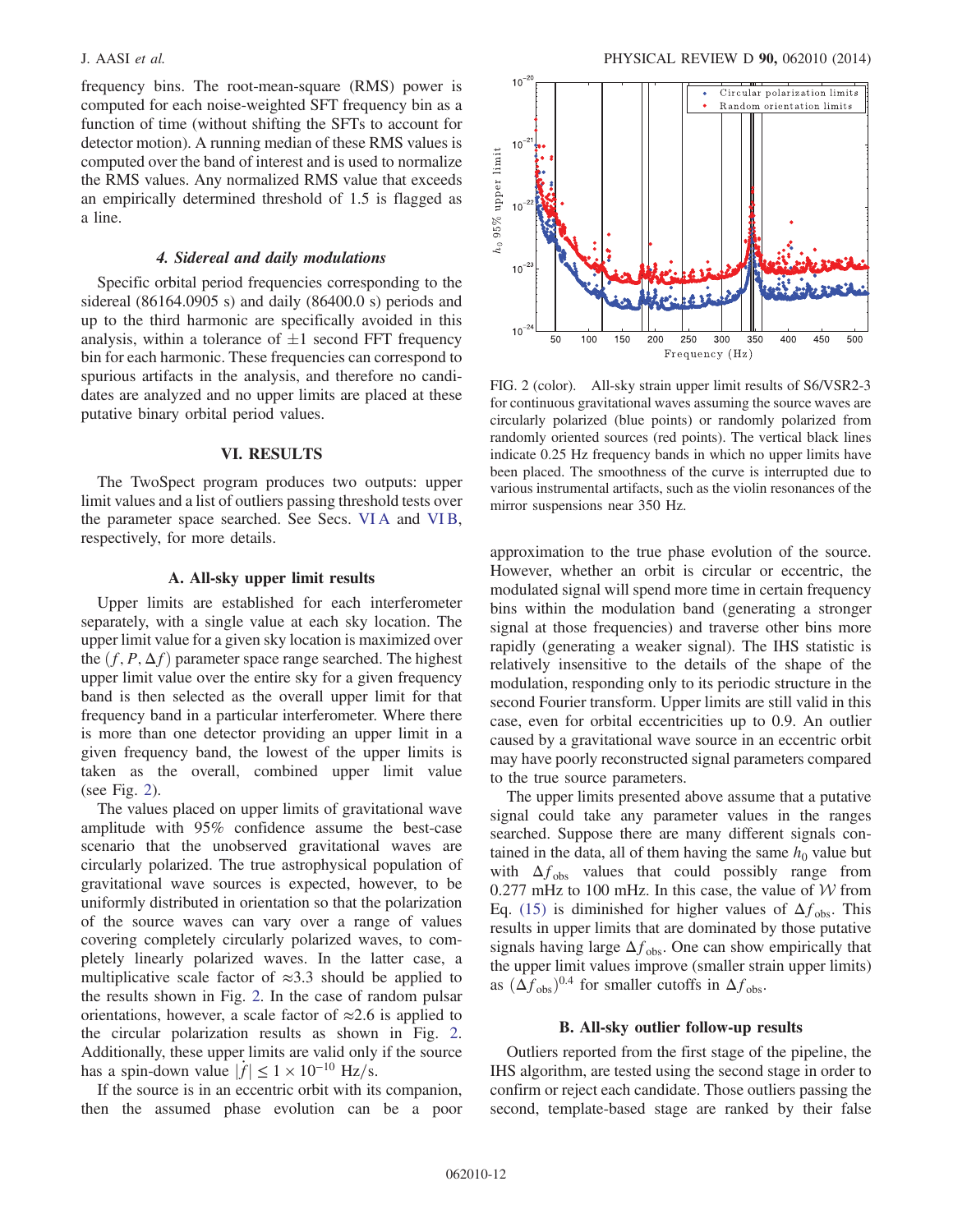frequency bins. The root-mean-square (RMS) power is computed for each noise-weighted SFT frequency bin as a function of time (without shifting the SFTs to account for detector motion). A running median of these RMS values is computed over the band of interest and is used to normalize the RMS values. Any normalized RMS value that exceeds an empirically determined threshold of 1.5 is flagged as a line.

#### *4. Sidereal and daily modulations*

Specific orbital period frequencies corresponding to the sidereal (86164.0905 s) and daily (86400.0 s) periods and up to the third harmonic are specifically avoided in this analysis, within a tolerance of $\pm 1$ second FFT frequency bin for each harmonic. These frequencies can correspond to spurious artifacts in the analysis, and therefore no candidates are analyzed and no upper limits are placed at these putative binary orbital period values.

## VI. RESULTS

The TwoSpect program produces two outputs: upper limit values and a list of outliers passing threshold tests over the parameter space searched. See Secs. VI A and VI B, respectively, for more details.

### A. All-sky upper limit results

Upper limits are established for each interferometer separately, with a single value at each sky location. The upper limit value for a given sky location is maximized over the $(f, P, \Delta f)$ parameter space range searched. The highest upper limit value over the entire sky for a given frequency band is then selected as the overall upper limit for that frequency band in a particular interferometer. Where there is more than one detector providing an upper limit in a given frequency band, the lowest of the upper limits is taken as the overall, combined upper limit value (see Fig. 2).

The values placed on upper limits of gravitational wave amplitude with 95% confidence assume the best-case scenario that the unobserved gravitational waves are circularly polarized. The true astrophysical population of gravitational wave sources is expected, however, to be uniformly distributed in orientation so that the polarization of the source waves can vary over a range of values covering completely circularly polarized waves, to completely linearly polarized waves. In the latter case, a multiplicative scale factor of $\approx 3.3$ should be applied to the results shown in Fig. 2. In the case of random pulsar orientations, however, a scale factor of $\approx 2.6$ is applied to the circular polarization results as shown in Fig. 2. Additionally, these upper limits are valid only if the source has a spin-down value $|\dot{f}| \leq 1 \times 10^{-10}$ Hz/s.

If the source is in an eccentric orbit with its companion, then the assumed phase evolution can be a poor approximation to the true phase evolution of the source. However, whether an orbit is circular or eccentric, the modulated signal will spend more time in certain frequency bins within the modulation band (generating a stronger signal at those frequencies) and traverse other bins more rapidly (generating a weaker signal). The IHS statistic is relatively insensitive to the details of the shape of the modulation, responding only to its periodic structure in the second Fourier transform. Upper limits are still valid in this case, even for orbital eccentricities up to 0.9. An outlier caused by a gravitational wave source in an eccentric orbit may have poorly reconstructed signal parameters compared to the true source parameters.

FIG. 2 (color). All-sky strain upper limit results of S6/VSR2-3 for continuous gravitational waves assuming the source waves are circularly polarized (blue points) or randomly polarized from randomly oriented sources (red points). The vertical black lines indicate 0.25 Hz frequency bands in which no upper limits have been placed. The smoothness of the curve is interrupted due to various instrumental artifacts, such as the violin resonances of the mirror suspensions near 350 Hz.

The upper limits presented above assume that a putative signal could take any parameter values in the ranges searched. Suppose there are many different signals contained in the data, all of them having the same $h_0$ value but with $\Delta f_{\mathrm{obs}}$ values that could possibly range from 0.277 mHz to 100 mHz. In this case, the value of $\mathcal{W}$ from Eq. (15) is diminished for higher values of $\Delta f_{\mathrm{obs}}$. This results in upper limits that are dominated by those putative signals having large $\Delta f_{\mathrm{obs}}$. One can show empirically that the upper limit values improve (smaller strain upper limits) as $(\Delta f_{\mathrm{obs}})^{0.4}$ for smaller cutoffs in $\Delta f_{\mathrm{obs}}$.

### B. All-sky outlier follow-up results

Outliers reported from the first stage of the pipeline, the IHS algorithm, are tested using the second stage in order to confirm or reject each candidate. Those outliers passing the second, template-based stage are ranked by their false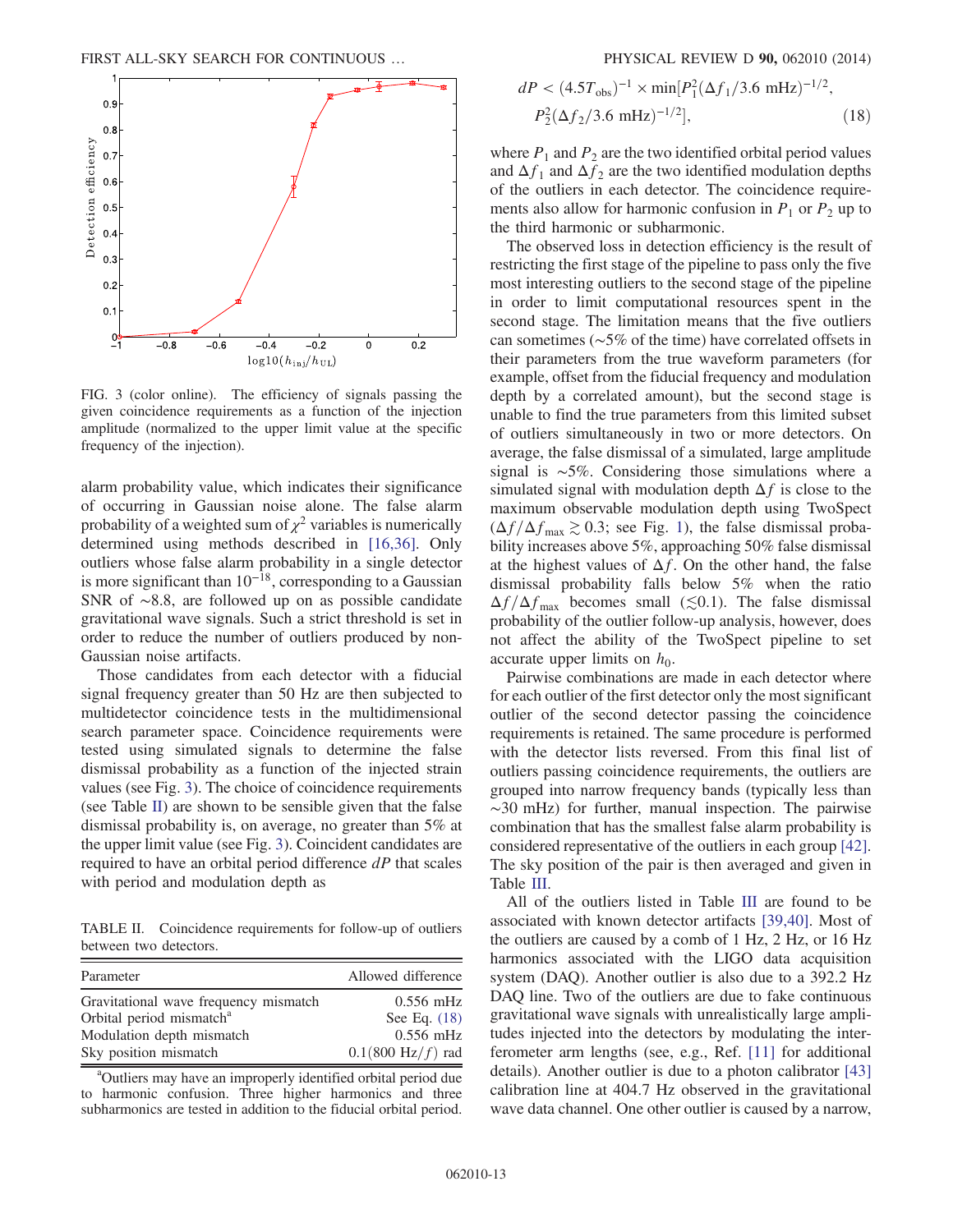FIG. 3 (color online). The efficiency of signals passing the given coincidence requirements as a function of the injection amplitude (normalized to the upper limit value at the specific frequency of the injection).

alarm probability value, which indicates their significance of occurring in Gaussian noise alone. The false alarm probability of a weighted sum of $\chi^2$ variables is numerically determined using methods described in [16,36]. Only outliers whose false alarm probability in a single detector is more significant than $10^{-18}$, corresponding to a Gaussian SNR of $\sim$8.8, are followed up on as possible candidate gravitational wave signals. Such a strict threshold is set in order to reduce the number of outliers produced by non-Gaussian noise artifacts.

Those candidates from each detector with a fiducial signal frequency greater than 50 Hz are then subjected to multidetector coincidence tests in the multidimensional search parameter space. Coincidence requirements were tested using simulated signals to determine the false dismissal probability as a function of the injected strain values (see Fig. 3). The choice of coincidence requirements (see Table II) are shown to be sensible given that the false dismissal probability is, on average, no greater than 5% at the upper limit value (see Fig. 3). Coincident candidates are required to have an orbital period difference $dP$ that scales with period and modulation depth as

TABLE II. Coincidence requirements for follow-up of outliers between two detectors.

| Parameter | Allowed difference |
|---|---|
| Gravitational wave frequency mismatch | 0.556 mHz |
| Orbital period mismatch[a] | See Eq. (18) |
| Modulation depth mismatch | 0.556 mHz |
| Sky position mismatch | $0.1(800\ \text{Hz}/f)$ rad |

[a]Outliers may have an improperly identified orbital period due to harmonic confusion. Three higher harmonics and three subharmonics are tested in addition to the fiducial orbital period.

$$dP < (4.5T_{\text{obs}})^{-1} \times \min[P_1^2(\Delta f_1/3.6\ \text{mHz})^{-1/2},\ P_2^2(\Delta f_2/3.6\ \text{mHz})^{-1/2}], \tag{18}$$

where $P_1$ and $P_2$ are the two identified orbital period values and $\Delta f_1$ and $\Delta f_2$ are the two identified modulation depths of the outliers in each detector. The coincidence requirements also allow for harmonic confusion in $P_1$ or $P_2$ up to the third harmonic or subharmonic.

The observed loss in detection efficiency is the result of restricting the first stage of the pipeline to pass only the five most interesting outliers to the second stage of the pipeline in order to limit computational resources spent in the second stage. The limitation means that the five outliers can sometimes ($\sim$5% of the time) have correlated offsets in their parameters from the true waveform parameters (for example, offset from the fiducial frequency and modulation depth by a correlated amount), but the second stage is unable to find the true parameters from this limited subset of outliers simultaneously in two or more detectors. On average, the false dismissal of a simulated, large amplitude signal is $\sim$5%. Considering those simulations where a simulated signal with modulation depth $\Delta f$ is close to the maximum observable modulation depth using TwoSpect ($\Delta f/\Delta f_{\max} \gtrsim 0.3$; see Fig. 1), the false dismissal probability increases above 5%, approaching 50% false dismissal at the highest values of $\Delta f$. On the other hand, the false dismissal probability falls below 5% when the ratio $\Delta f/\Delta f_{\max}$ becomes small ($\lesssim 0.1$). The false dismissal probability of the outlier follow-up analysis, however, does not affect the ability of the TwoSpect pipeline to set accurate upper limits on $h_0$.

Pairwise combinations are made in each detector where for each outlier of the first detector only the most significant outlier of the second detector passing the coincidence requirements is retained. The same procedure is performed with the detector lists reversed. From this final list of outliers passing coincidence requirements, the outliers are grouped into narrow frequency bands (typically less than $\sim$30 mHz) for further, manual inspection. The pairwise combination that has the smallest false alarm probability is considered representative of the outliers in each group [42]. The sky position of the pair is then averaged and given in Table III.

All of the outliers listed in Table III are found to be associated with known detector artifacts [39,40]. Most of the outliers are caused by a comb of 1 Hz, 2 Hz, or 16 Hz harmonics associated with the LIGO data acquisition system (DAQ). Another outlier is also due to a 392.2 Hz DAQ line. Two of the outliers are due to fake continuous gravitational wave signals with unrealistically large amplitudes injected into the detectors by modulating the interferometer arm lengths (see, e.g., Ref. [11] for additional details). Another outlier is due to a photon calibrator [43] calibration line at 404.7 Hz observed in the gravitational wave data channel. One other outlier is caused by a narrow,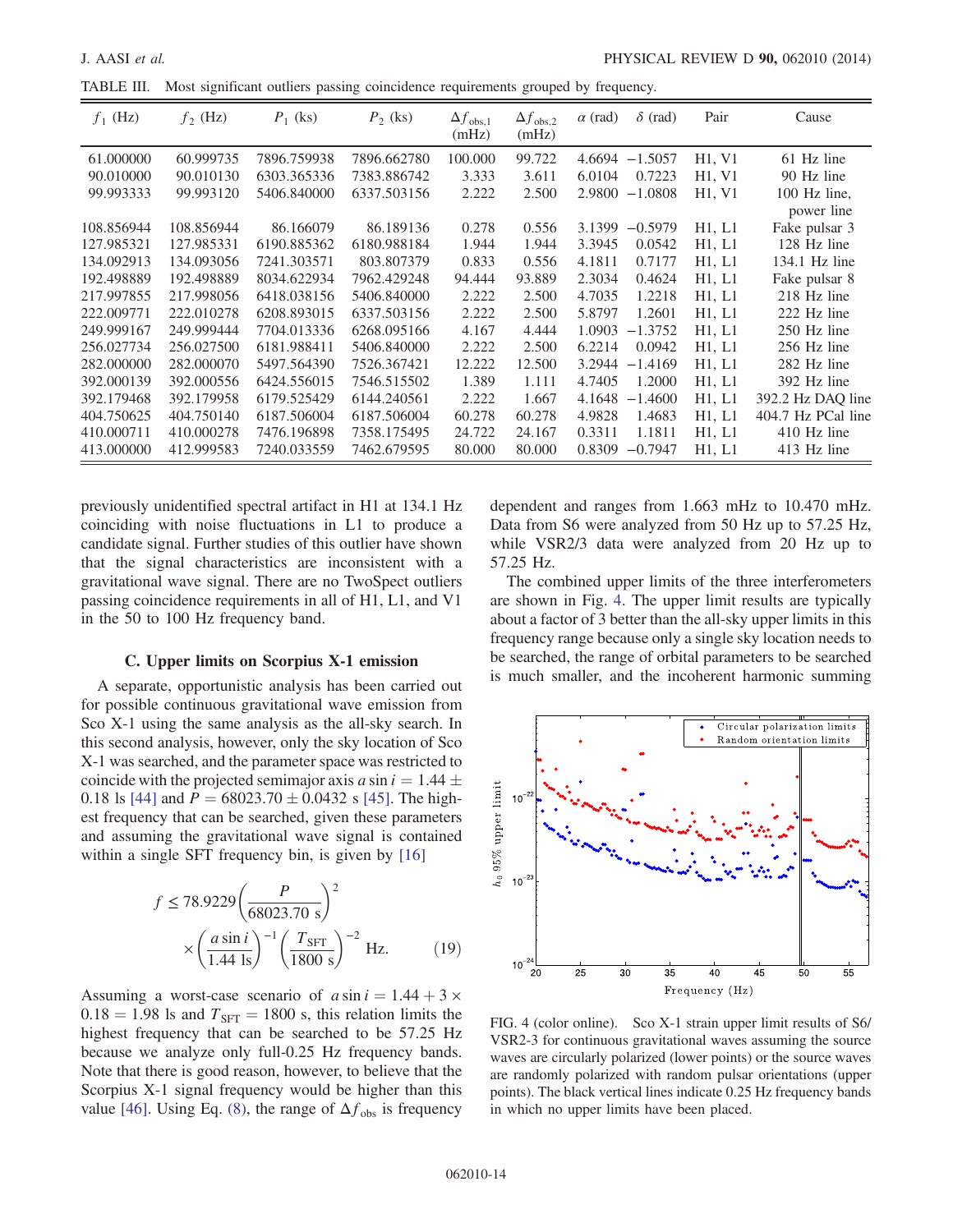TABLE III. Most significant outliers passing coincidence requirements grouped by frequency.

| $f_1$ (Hz) | $f_2$ (Hz) | $P_1$ (ks) | $P_2$ (ks) | $\Delta f_{\mathrm{obs},1}$ (mHz) | $\Delta f_{\mathrm{obs},2}$ (mHz) | $\alpha$ (rad) | $\delta$ (rad) | Pair | Cause |
|---|---|---|---|---|---|---|---|---|---|
| 61.000000 | 60.999735 | 7896.759938 | 7896.662780 | 100.000 | 99.722 | 4.6694 | −1.5057 | H1, V1 | 61 Hz line |
| 90.010000 | 90.010130 | 6303.365336 | 7383.886742 | 3.333 | 3.611 | 6.0104 | 0.7223 | H1, V1 | 90 Hz line |
| 99.993333 | 99.993120 | 5406.840000 | 6337.503156 | 2.222 | 2.500 | 2.9800 | −1.0808 | H1, V1 | 100 Hz line, power line |
| 108.856944 | 108.856944 | 86.166079 | 86.189136 | 0.278 | 0.556 | 3.1399 | −0.5979 | H1, L1 | Fake pulsar 3 |
| 127.985321 | 127.985331 | 6190.885362 | 6180.988184 | 1.944 | 1.944 | 3.3945 | 0.0542 | H1, L1 | 128 Hz line |
| 134.092913 | 134.093056 | 7241.303571 | 803.807379 | 0.833 | 0.556 | 4.1811 | 0.7177 | H1, L1 | 134.1 Hz line |
| 192.498889 | 192.498889 | 8034.622934 | 7962.429248 | 94.444 | 93.889 | 2.3034 | 0.4624 | H1, L1 | Fake pulsar 8 |
| 217.997855 | 217.998056 | 6418.038156 | 5406.840000 | 2.222 | 2.500 | 4.7035 | 1.2218 | H1, L1 | 218 Hz line |
| 222.009771 | 222.010278 | 6208.893015 | 6337.503156 | 2.222 | 2.500 | 5.8797 | 1.2601 | H1, L1 | 222 Hz line |
| 249.999167 | 249.999444 | 7704.013336 | 6268.095166 | 4.167 | 4.444 | 1.0903 | −1.3752 | H1, L1 | 250 Hz line |
| 256.027734 | 256.027500 | 6181.988411 | 5406.840000 | 2.222 | 2.500 | 6.2214 | 0.0942 | H1, L1 | 256 Hz line |
| 282.000000 | 282.000070 | 5497.564390 | 7526.367421 | 12.222 | 12.500 | 3.2944 | −1.4169 | H1, L1 | 282 Hz line |
| 392.000139 | 392.000556 | 6424.556015 | 7546.515502 | 1.389 | 1.111 | 4.7405 | 1.2000 | H1, L1 | 392 Hz line |
| 392.179468 | 392.179958 | 6179.525429 | 6144.240561 | 2.222 | 1.667 | 4.1648 | −1.4600 | H1, L1 | 392.2 Hz DAQ line |
| 404.750625 | 404.750140 | 6187.506004 | 6187.506004 | 60.278 | 60.278 | 4.9828 | 1.4683 | H1, L1 | 404.7 Hz PCal line |
| 410.000711 | 410.000278 | 7476.196898 | 7358.175495 | 24.722 | 24.167 | 0.3311 | 1.1811 | H1, L1 | 410 Hz line |
| 413.000000 | 412.999583 | 7240.033559 | 7462.679595 | 80.000 | 80.000 | 0.8309 | −0.7947 | H1, L1 | 413 Hz line |

previously unidentified spectral artifact in H1 at 134.1 Hz coinciding with noise fluctuations in L1 to produce a candidate signal. Further studies of this outlier have shown that the signal characteristics are inconsistent with a gravitational wave signal. There are no TwoSpect outliers passing coincidence requirements in all of H1, L1, and V1 in the 50 to 100 Hz frequency band.

### C. Upper limits on Scorpius X-1 emission

A separate, opportunistic analysis has been carried out for possible continuous gravitational wave emission from Sco X-1 using the same analysis as the all-sky search. In this second analysis, however, only the sky location of Sco X-1 was searched, and the parameter space was restricted to coincide with the projected semimajor axis $a \sin i = 1.44 \pm 0.18$ ls [44] and $P = 68023.70 \pm 0.0432$ s [45]. The highest frequency that can be searched, given these parameters and assuming the gravitational wave signal is contained within a single SFT frequency bin, is given by [16]

$$f \leq 78.9229\left(\frac{P}{68023.70\ \mathrm{s}}\right)^{2} \times\left(\frac{a \sin i}{1.44\ \mathrm{ls}}\right)^{-1}\left(\frac{T_{\mathrm{SFT}}}{1800\ \mathrm{s}}\right)^{-2}\ \mathrm{Hz}. \tag{19}$$

Assuming a worst-case scenario of $a \sin i = 1.44 + 3 \times 0.18 = 1.98$ ls and $T_{\mathrm{SFT}} = 1800$ s, this relation limits the highest frequency that can be searched to be 57.25 Hz because we analyze only full-0.25 Hz frequency bands. Note that there is good reason, however, to believe that the Scorpius X-1 signal frequency would be higher than this value [46]. Using Eq. (8), the range of $\Delta f_{\mathrm{obs}}$ is frequency dependent and ranges from 1.663 mHz to 10.470 mHz. Data from S6 were analyzed from 50 Hz up to 57.25 Hz, while VSR2/3 data were analyzed from 20 Hz up to 57.25 Hz.

The combined upper limits of the three interferometers are shown in Fig. 4. The upper limit results are typically about a factor of 3 better than the all-sky upper limits in this frequency range because only a single sky location needs to be searched, the range of orbital parameters to be searched is much smaller, and the incoherent harmonic summing

FIG. 4 (color online). Sco X-1 strain upper limit results of S6/VSR2-3 for continuous gravitational waves assuming the source waves are circularly polarized (lower points) or the source waves are randomly polarized with random pulsar orientations (upper points). The black vertical lines indicate 0.25 Hz frequency bands in which no upper limits have been placed.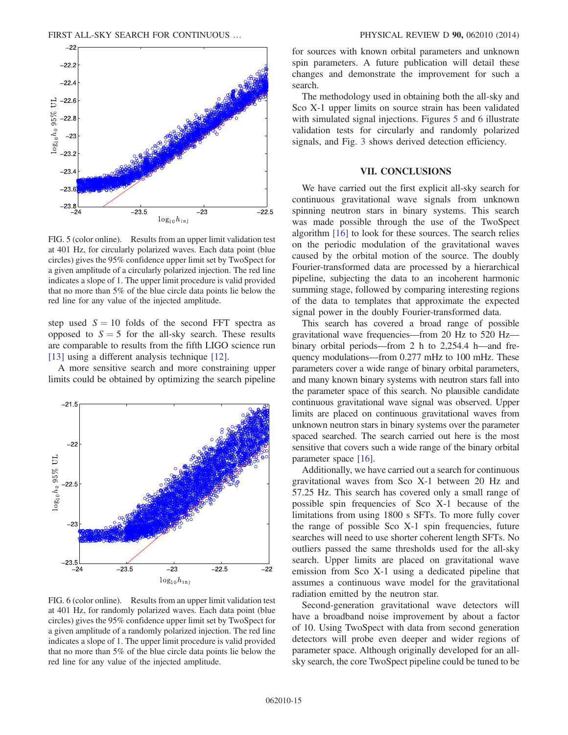FIG. 5 (color online). Results from an upper limit validation test at 401 Hz, for circularly polarized waves. Each data point (blue circles) gives the 95% confidence upper limit set by TwoSpect for a given amplitude of a circularly polarized injection. The red line indicates a slope of 1. The upper limit procedure is valid provided that no more than 5% of the blue circle data points lie below the red line for any value of the injected amplitude.

step used $S = 10$ folds of the second FFT spectra as opposed to $S = 5$ for the all-sky search. These results are comparable to results from the fifth LIGO science run [13] using a different analysis technique [12].

A more sensitive search and more constraining upper limits could be obtained by optimizing the search pipeline for sources with known orbital parameters and unknown spin parameters. A future publication will detail these changes and demonstrate the improvement for such a search.

FIG. 6 (color online). Results from an upper limit validation test at 401 Hz, for randomly polarized waves. Each data point (blue circles) gives the 95% confidence upper limit set by TwoSpect for a given amplitude of a randomly polarized injection. The red line indicates a slope of 1. The upper limit procedure is valid provided that no more than 5% of the blue circle data points lie below the red line for any value of the injected amplitude.

The methodology used in obtaining both the all-sky and Sco X-1 upper limits on source strain has been validated with simulated signal injections. Figures 5 and 6 illustrate validation tests for circularly and randomly polarized signals, and Fig. 3 shows derived detection efficiency.

## VII. CONCLUSIONS

We have carried out the first explicit all-sky search for continuous gravitational wave signals from unknown spinning neutron stars in binary systems. This search was made possible through the use of the TwoSpect algorithm [16] to look for these sources. The search relies on the periodic modulation of the gravitational waves caused by the orbital motion of the source. The doubly Fourier-transformed data are processed by a hierarchical pipeline, subjecting the data to an incoherent harmonic summing stage, followed by comparing interesting regions of the data to templates that approximate the expected signal power in the doubly Fourier-transformed data.

This search has covered a broad range of possible gravitational wave frequencies—from 20 Hz to 520 Hz—binary orbital periods—from 2 h to 2,254.4 h—and frequency modulations—from 0.277 mHz to 100 mHz. These parameters cover a wide range of binary orbital parameters, and many known binary systems with neutron stars fall into the parameter space of this search. No plausible candidate continuous gravitational wave signal was observed. Upper limits are placed on continuous gravitational waves from unknown neutron stars in binary systems over the parameter spaced searched. The search carried out here is the most sensitive that covers such a wide range of the binary orbital parameter space [16].

Additionally, we have carried out a search for continuous gravitational waves from Sco X-1 between 20 Hz and 57.25 Hz. This search has covered only a small range of possible spin frequencies of Sco X-1 because of the limitations from using 1800 s SFTs. To more fully cover the range of possible Sco X-1 spin frequencies, future searches will need to use shorter coherent length SFTs. No outliers passed the same thresholds used for the all-sky search. Upper limits are placed on gravitational wave emission from Sco X-1 using a dedicated pipeline that assumes a continuous wave model for the gravitational radiation emitted by the neutron star.

Second-generation gravitational wave detectors will have a broadband noise improvement by about a factor of 10. Using TwoSpect with data from second generation detectors will probe even deeper and wider regions of parameter space. Although originally developed for an all-sky search, the core TwoSpect pipeline could be tuned to be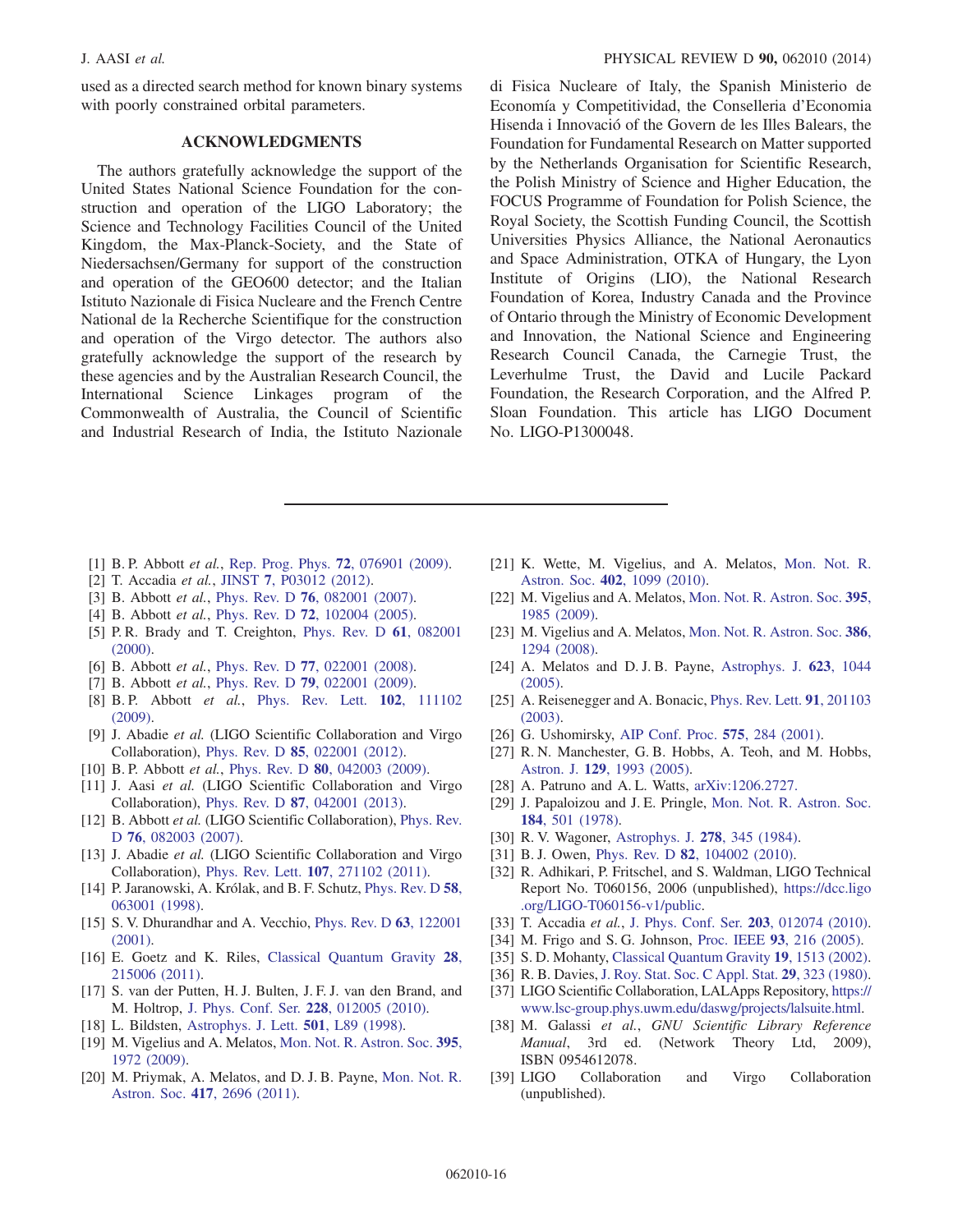used as a directed search method for known binary systems with poorly constrained orbital parameters.

## ACKNOWLEDGMENTS

The authors gratefully acknowledge the support of the United States National Science Foundation for the construction and operation of the LIGO Laboratory; the Science and Technology Facilities Council of the United Kingdom, the Max-Planck-Society, and the State of Niedersachsen/Germany for support of the construction and operation of the GEO600 detector; and the Italian Istituto Nazionale di Fisica Nucleare and the French Centre National de la Recherche Scientifique for the construction and operation of the Virgo detector. The authors also gratefully acknowledge the support of the research by these agencies and by the Australian Research Council, the International Science Linkages program of the Commonwealth of Australia, the Council of Scientific and Industrial Research of India, the Istituto Nazionale di Fisica Nucleare of Italy, the Spanish Ministerio de Economía y Competitividad, the Conselleria d'Economia Hisenda i Innovació of the Govern de les Illes Balears, the Foundation for Fundamental Research on Matter supported by the Netherlands Organisation for Scientific Research, the Polish Ministry of Science and Higher Education, the FOCUS Programme of Foundation for Polish Science, the Royal Society, the Scottish Funding Council, the Scottish Universities Physics Alliance, the National Aeronautics and Space Administration, OTKA of Hungary, the Lyon Institute of Origins (LIO), the National Research Foundation of Korea, Industry Canada and the Province of Ontario through the Ministry of Economic Development and Innovation, the National Science and Engineering Research Council Canada, the Carnegie Trust, the Leverhulme Trust, the David and Lucile Packard Foundation, the Research Corporation, and the Alfred P. Sloan Foundation. This article has LIGO Document No. LIGO-P1300048.

---

[1] B. P. Abbott *et al.*, Rep. Prog. Phys. **72**, 076901 (2009).
[2] T. Accadia *et al.*, JINST **7**, P03012 (2012).
[3] B. Abbott *et al.*, Phys. Rev. D **76**, 082001 (2007).
[4] B. Abbott *et al.*, Phys. Rev. D **72**, 102004 (2005).
[5] P. R. Brady and T. Creighton, Phys. Rev. D **61**, 082001 (2000).
[6] B. Abbott *et al.*, Phys. Rev. D **77**, 022001 (2008).
[7] B. Abbott *et al.*, Phys. Rev. D **79**, 022001 (2009).
[8] B. P. Abbott *et al.*, Phys. Rev. Lett. **102**, 111102 (2009).
[9] J. Abadie *et al.* (LIGO Scientific Collaboration and Virgo Collaboration), Phys. Rev. D **85**, 022001 (2012).
[10] B. P. Abbott *et al.*, Phys. Rev. D **80**, 042003 (2009).
[11] J. Aasi *et al.* (LIGO Scientific Collaboration and Virgo Collaboration), Phys. Rev. D **87**, 042001 (2013).
[12] B. Abbott *et al.* (LIGO Scientific Collaboration), Phys. Rev. D **76**, 082003 (2007).
[13] J. Abadie *et al.* (LIGO Scientific Collaboration and Virgo Collaboration), Phys. Rev. Lett. **107**, 271102 (2011).
[14] P. Jaranowski, A. Królak, and B. F. Schutz, Phys. Rev. D **58**, 063001 (1998).
[15] S. V. Dhurandhar and A. Vecchio, Phys. Rev. D **63**, 122001 (2001).
[16] E. Goetz and K. Riles, Classical Quantum Gravity **28**, 215006 (2011).
[17] S. van der Putten, H. J. Bulten, J. F. J. van den Brand, and M. Holtrop, J. Phys. Conf. Ser. **228**, 012005 (2010).
[18] L. Bildsten, Astrophys. J. Lett. **501**, L89 (1998).
[19] M. Vigelius and A. Melatos, Mon. Not. R. Astron. Soc. **395**, 1972 (2009).
[20] M. Priymak, A. Melatos, and D. J. B. Payne, Mon. Not. R. Astron. Soc. **417**, 2696 (2011).
[21] K. Wette, M. Vigelius, and A. Melatos, Mon. Not. R. Astron. Soc. **402**, 1099 (2010).
[22] M. Vigelius and A. Melatos, Mon. Not. R. Astron. Soc. **395**, 1985 (2009).
[23] M. Vigelius and A. Melatos, Mon. Not. R. Astron. Soc. **386**, 1294 (2008).
[24] A. Melatos and D. J. B. Payne, Astrophys. J. **623**, 1044 (2005).
[25] A. Reisenegger and A. Bonacic, Phys. Rev. Lett. **91**, 201103 (2003).
[26] G. Ushomirsky, AIP Conf. Proc. **575**, 284 (2001).
[27] R. N. Manchester, G. B. Hobbs, A. Teoh, and M. Hobbs, Astron. J. **129**, 1993 (2005).
[28] A. Patruno and A. L. Watts, arXiv:1206.2727.
[29] J. Papaloizou and J. E. Pringle, Mon. Not. R. Astron. Soc. **184**, 501 (1978).
[30] R. V. Wagoner, Astrophys. J. **278**, 345 (1984).
[31] B. J. Owen, Phys. Rev. D **82**, 104002 (2010).
[32] R. Adhikari, P. Fritschel, and S. Waldman, LIGO Technical Report No. T060156, 2006 (unpublished), https://dcc.ligo.org/LIGO-T060156-v1/public.
[33] T. Accadia *et al.*, J. Phys. Conf. Ser. **203**, 012074 (2010).
[34] M. Frigo and S. G. Johnson, Proc. IEEE **93**, 216 (2005).
[35] S. D. Mohanty, Classical Quantum Gravity **19**, 1513 (2002).
[36] R. B. Davies, J. Roy. Stat. Soc. C Appl. Stat. **29**, 323 (1980).
[37] LIGO Scientific Collaboration, LALApps Repository, https://www.lsc-group.phys.uwm.edu/daswg/projects/lalsuite.html.
[38] M. Galassi *et al.*, *GNU Scientific Library Reference Manual*, 3rd ed. (Network Theory Ltd, 2009), ISBN 0954612078.
[39] LIGO Collaboration and Virgo Collaboration (unpublished).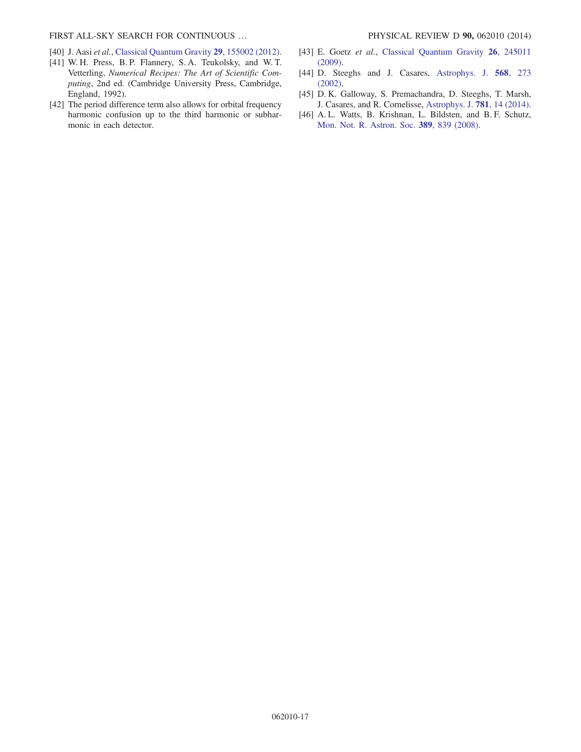[40] J. Aasi *et al.*, Classical Quantum Gravity **29**, 155002 (2012).

[41] W. H. Press, B. P. Flannery, S. A. Teukolsky, and W. T. Vetterling, *Numerical Recipes: The Art of Scientific Computing*, 2nd ed. (Cambridge University Press, Cambridge, England, 1992).

[42] The period difference term also allows for orbital frequency harmonic confusion up to the third harmonic or subharmonic in each detector.

[43] E. Goetz *et al.*, Classical Quantum Gravity **26**, 245011 (2009).

[44] D. Steeghs and J. Casares, Astrophys. J. **568**, 273 (2002).

[45] D. K. Galloway, S. Premachandra, D. Steeghs, T. Marsh, J. Casares, and R. Cornelisse, Astrophys. J. **781**, 14 (2014).

[46] A. L. Watts, B. Krishnan, L. Bildsten, and B. F. Schutz, Mon. Not. R. Astron. Soc. **389**, 839 (2008).